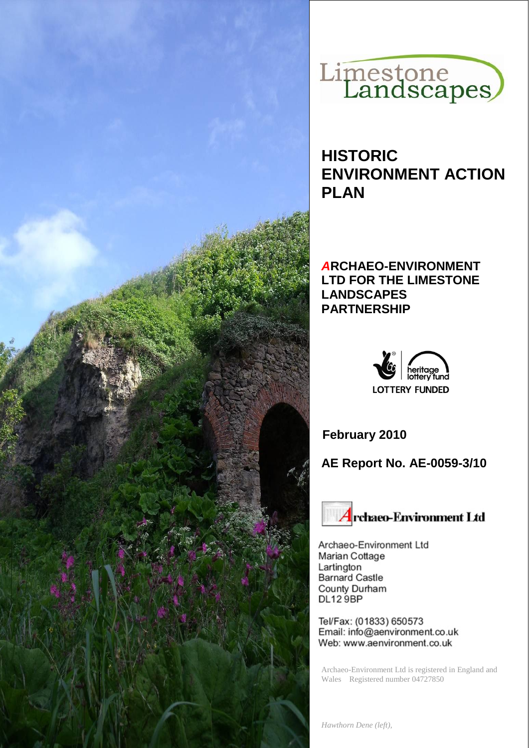Limestone Landscapes

# HISTORIC ENVIRONMENT ACTION PLAN

**ARCHAEO-ENVIRONMENT LTD FOR THE LIMESTONE LANDSCAPES PARTNERSHIP**

heritage lottery fund
LOTTERY FUNDED

**February 2010**

**AE Report No. AE-0059-3/10**

Archaeo-Environment Ltd

Archaeo-Environment Ltd
Marian Cottage
Lartington
Barnard Castle
County Durham
DL12 9BP

Tel/Fax: (01833) 650573
Email: info@aenvironment.co.uk
Web: www.aenvironment.co.uk

Archaeo-Environment Ltd is registered in England and Wales Registered number 04727850

*Hawthorn Dene (left),*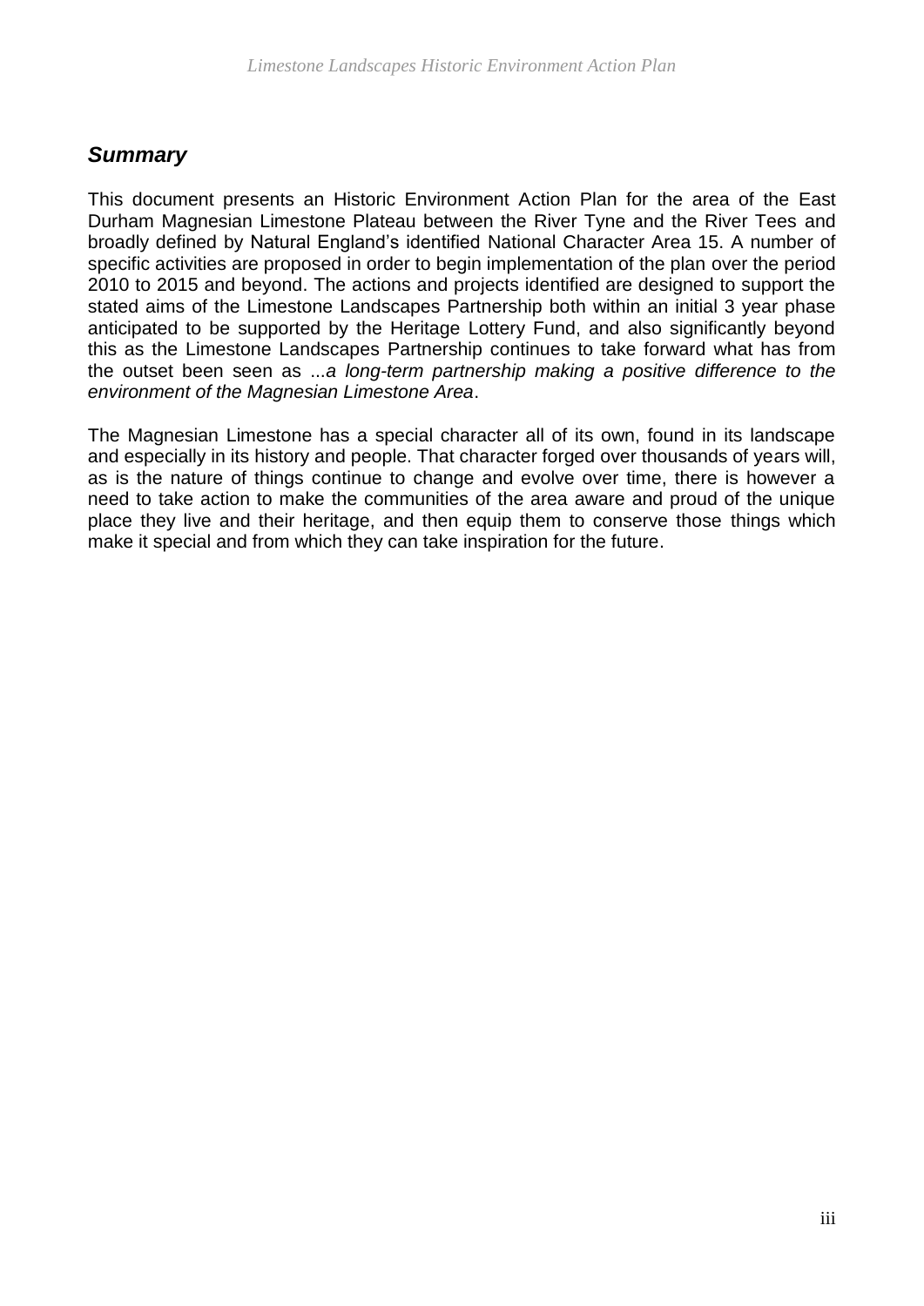## *Summary*

This document presents an Historic Environment Action Plan for the area of the East Durham Magnesian Limestone Plateau between the River Tyne and the River Tees and broadly defined by Natural England's identified National Character Area 15. A number of specific activities are proposed in order to begin implementation of the plan over the period 2010 to 2015 and beyond. The actions and projects identified are designed to support the stated aims of the Limestone Landscapes Partnership both within an initial 3 year phase anticipated to be supported by the Heritage Lottery Fund, and also significantly beyond this as the Limestone Landscapes Partnership continues to take forward what has from the outset been seen as ...*a long-term partnership making a positive difference to the environment of the Magnesian Limestone Area*.

The Magnesian Limestone has a special character all of its own, found in its landscape and especially in its history and people. That character forged over thousands of years will, as is the nature of things continue to change and evolve over time, there is however a need to take action to make the communities of the area aware and proud of the unique place they live and their heritage, and then equip them to conserve those things which make it special and from which they can take inspiration for the future.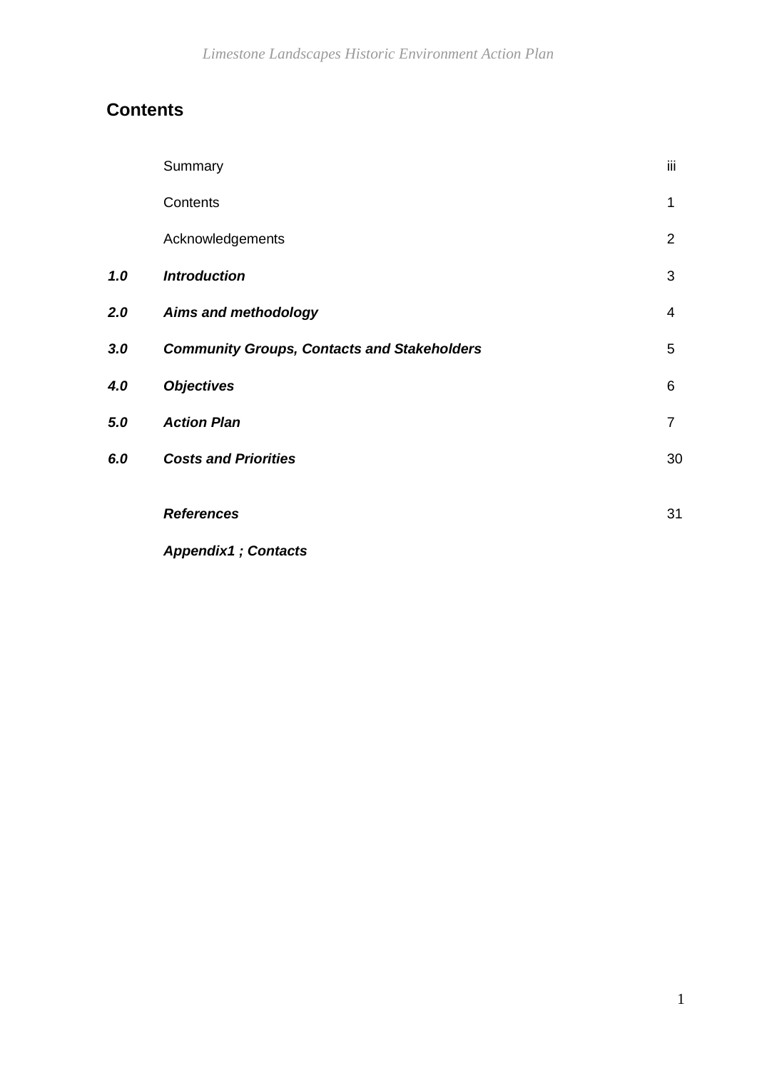## Contents

| | | |
|---|---|---|
| | Summary | iii |
| | Contents | 1 |
| | Acknowledgements | 2 |
| ***1.0*** | ***Introduction*** | 3 |
| ***2.0*** | ***Aims and methodology*** | 4 |
| ***3.0*** | ***Community Groups, Contacts and Stakeholders*** | 5 |
| ***4.0*** | ***Objectives*** | 6 |
| ***5.0*** | ***Action Plan*** | 7 |
| ***6.0*** | ***Costs and Priorities*** | 30 |
| | ***References*** | 31 |
| | ***Appendix1 ; Contacts*** | |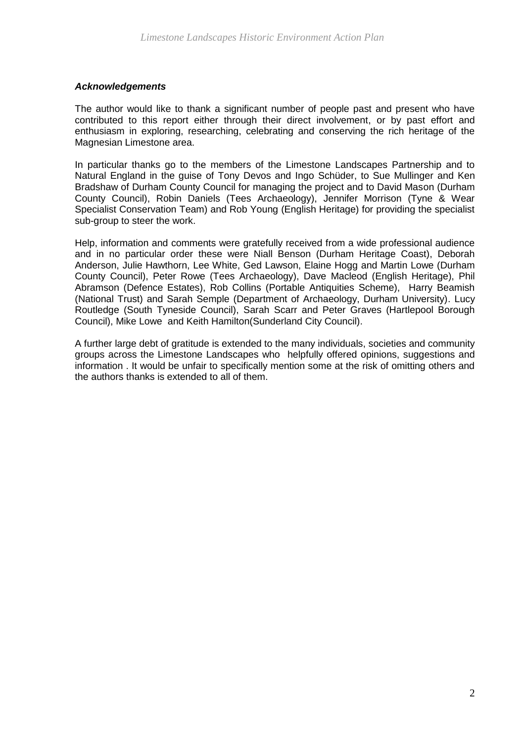***Acknowledgements***

The author would like to thank a significant number of people past and present who have contributed to this report either through their direct involvement, or by past effort and enthusiasm in exploring, researching, celebrating and conserving the rich heritage of the Magnesian Limestone area.

In particular thanks go to the members of the Limestone Landscapes Partnership and to Natural England in the guise of Tony Devos and Ingo Schüder, to Sue Mullinger and Ken Bradshaw of Durham County Council for managing the project and to David Mason (Durham County Council), Robin Daniels (Tees Archaeology), Jennifer Morrison (Tyne & Wear Specialist Conservation Team) and Rob Young (English Heritage) for providing the specialist sub-group to steer the work.

Help, information and comments were gratefully received from a wide professional audience and in no particular order these were Niall Benson (Durham Heritage Coast), Deborah Anderson, Julie Hawthorn, Lee White, Ged Lawson, Elaine Hogg and Martin Lowe (Durham County Council), Peter Rowe (Tees Archaeology), Dave Macleod (English Heritage), Phil Abramson (Defence Estates), Rob Collins (Portable Antiquities Scheme), Harry Beamish (National Trust) and Sarah Semple (Department of Archaeology, Durham University). Lucy Routledge (South Tyneside Council), Sarah Scarr and Peter Graves (Hartlepool Borough Council), Mike Lowe and Keith Hamilton(Sunderland City Council).

A further large debt of gratitude is extended to the many individuals, societies and community groups across the Limestone Landscapes who helpfully offered opinions, suggestions and information . It would be unfair to specifically mention some at the risk of omitting others and the authors thanks is extended to all of them.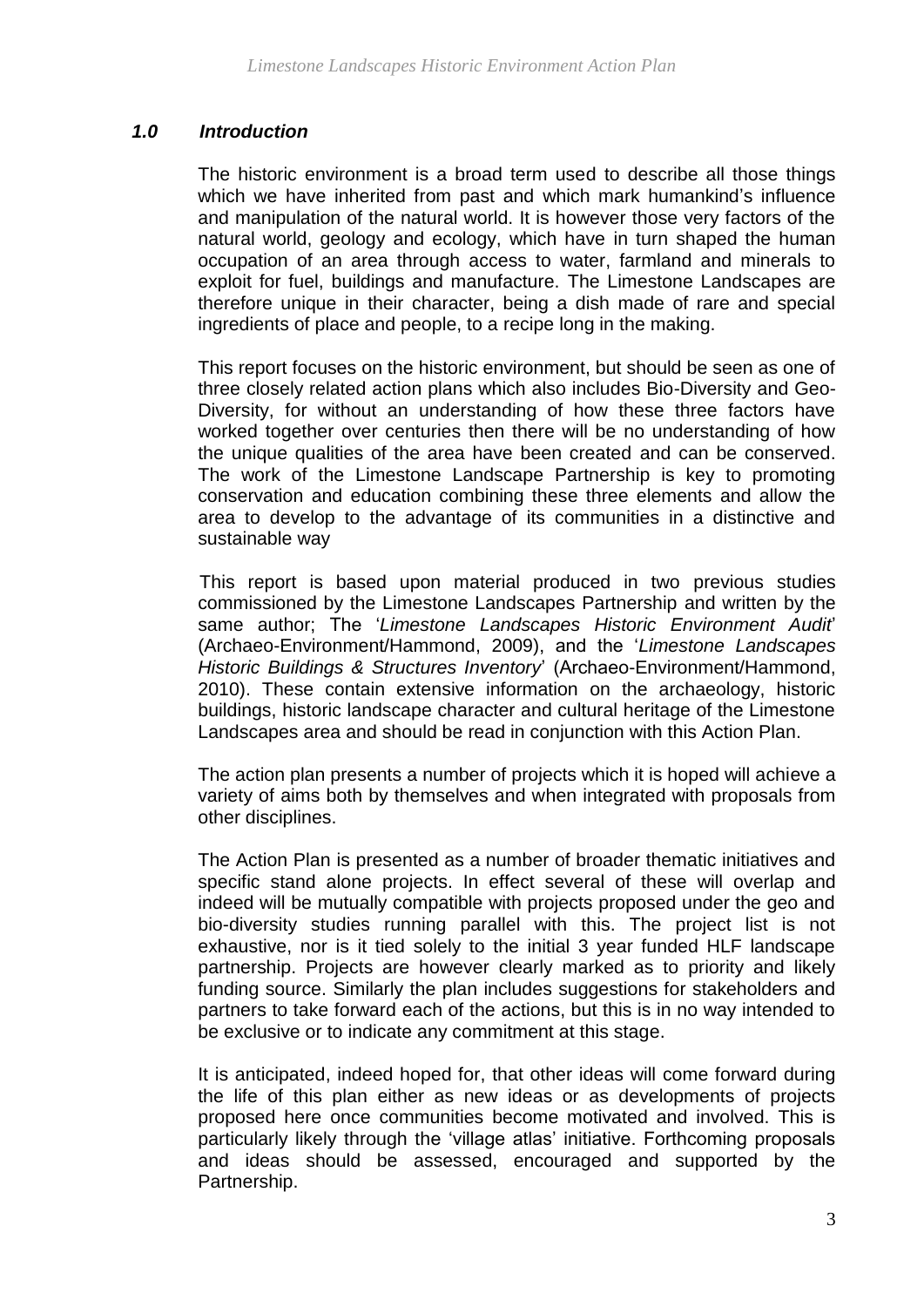## *1.0 Introduction*

The historic environment is a broad term used to describe all those things which we have inherited from past and which mark humankind's influence and manipulation of the natural world. It is however those very factors of the natural world, geology and ecology, which have in turn shaped the human occupation of an area through access to water, farmland and minerals to exploit for fuel, buildings and manufacture. The Limestone Landscapes are therefore unique in their character, being a dish made of rare and special ingredients of place and people, to a recipe long in the making.

This report focuses on the historic environment, but should be seen as one of three closely related action plans which also includes Bio-Diversity and Geo-Diversity, for without an understanding of how these three factors have worked together over centuries then there will be no understanding of how the unique qualities of the area have been created and can be conserved. The work of the Limestone Landscape Partnership is key to promoting conservation and education combining these three elements and allow the area to develop to the advantage of its communities in a distinctive and sustainable way

This report is based upon material produced in two previous studies commissioned by the Limestone Landscapes Partnership and written by the same author; The '*Limestone Landscapes Historic Environment Audit*' (Archaeo-Environment/Hammond, 2009), and the '*Limestone Landscapes Historic Buildings & Structures Inventory*' (Archaeo-Environment/Hammond, 2010). These contain extensive information on the archaeology, historic buildings, historic landscape character and cultural heritage of the Limestone Landscapes area and should be read in conjunction with this Action Plan.

The action plan presents a number of projects which it is hoped will achieve a variety of aims both by themselves and when integrated with proposals from other disciplines.

The Action Plan is presented as a number of broader thematic initiatives and specific stand alone projects. In effect several of these will overlap and indeed will be mutually compatible with projects proposed under the geo and bio-diversity studies running parallel with this. The project list is not exhaustive, nor is it tied solely to the initial 3 year funded HLF landscape partnership. Projects are however clearly marked as to priority and likely funding source. Similarly the plan includes suggestions for stakeholders and partners to take forward each of the actions, but this is in no way intended to be exclusive or to indicate any commitment at this stage.

It is anticipated, indeed hoped for, that other ideas will come forward during the life of this plan either as new ideas or as developments of projects proposed here once communities become motivated and involved. This is particularly likely through the 'village atlas' initiative. Forthcoming proposals and ideas should be assessed, encouraged and supported by the Partnership.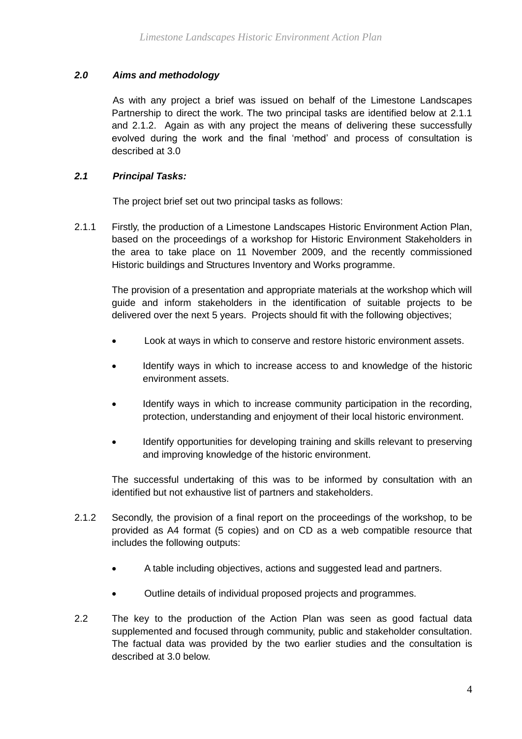## *2.0 Aims and methodology*

As with any project a brief was issued on behalf of the Limestone Landscapes Partnership to direct the work. The two principal tasks are identified below at 2.1.1 and 2.1.2. Again as with any project the means of delivering these successfully evolved during the work and the final 'method' and process of consultation is described at 3.0

### *2.1 Principal Tasks:*

The project brief set out two principal tasks as follows:

2.1.1 Firstly, the production of a Limestone Landscapes Historic Environment Action Plan, based on the proceedings of a workshop for Historic Environment Stakeholders in the area to take place on 11 November 2009, and the recently commissioned Historic buildings and Structures Inventory and Works programme.

The provision of a presentation and appropriate materials at the workshop which will guide and inform stakeholders in the identification of suitable projects to be delivered over the next 5 years. Projects should fit with the following objectives;

- Look at ways in which to conserve and restore historic environment assets.
- Identify ways in which to increase access to and knowledge of the historic environment assets.
- Identify ways in which to increase community participation in the recording, protection, understanding and enjoyment of their local historic environment.
- Identify opportunities for developing training and skills relevant to preserving and improving knowledge of the historic environment.

The successful undertaking of this was to be informed by consultation with an identified but not exhaustive list of partners and stakeholders.

2.1.2 Secondly, the provision of a final report on the proceedings of the workshop, to be provided as A4 format (5 copies) and on CD as a web compatible resource that includes the following outputs:

- A table including objectives, actions and suggested lead and partners.
- Outline details of individual proposed projects and programmes.

2.2 The key to the production of the Action Plan was seen as good factual data supplemented and focused through community, public and stakeholder consultation. The factual data was provided by the two earlier studies and the consultation is described at 3.0 below.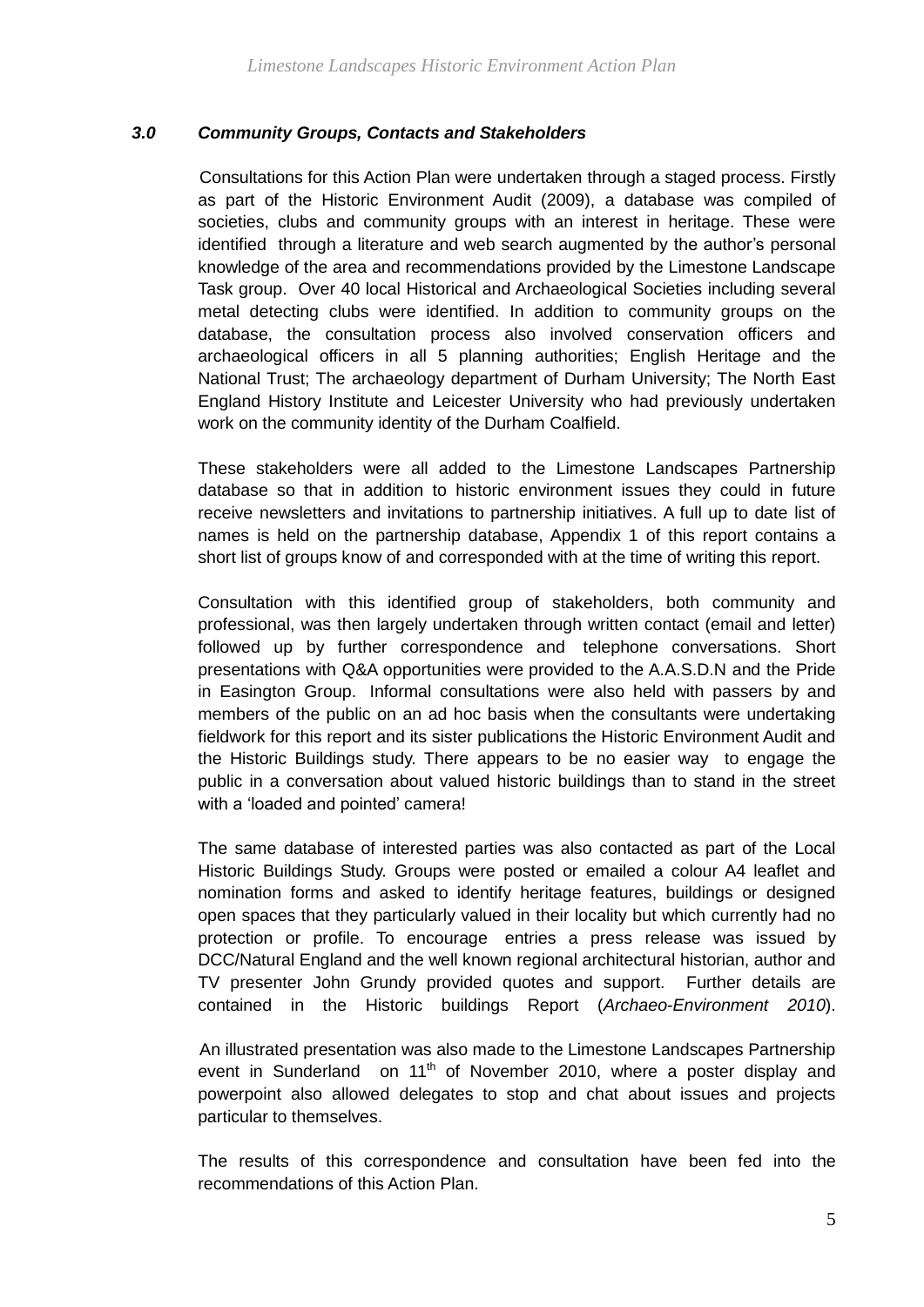### *3.0 Community Groups, Contacts and Stakeholders*

Consultations for this Action Plan were undertaken through a staged process. Firstly as part of the Historic Environment Audit (2009), a database was compiled of societies, clubs and community groups with an interest in heritage. These were identified through a literature and web search augmented by the author's personal knowledge of the area and recommendations provided by the Limestone Landscape Task group. Over 40 local Historical and Archaeological Societies including several metal detecting clubs were identified. In addition to community groups on the database, the consultation process also involved conservation officers and archaeological officers in all 5 planning authorities; English Heritage and the National Trust; The archaeology department of Durham University; The North East England History Institute and Leicester University who had previously undertaken work on the community identity of the Durham Coalfield.

These stakeholders were all added to the Limestone Landscapes Partnership database so that in addition to historic environment issues they could in future receive newsletters and invitations to partnership initiatives. A full up to date list of names is held on the partnership database, Appendix 1 of this report contains a short list of groups know of and corresponded with at the time of writing this report.

Consultation with this identified group of stakeholders, both community and professional, was then largely undertaken through written contact (email and letter) followed up by further correspondence and telephone conversations. Short presentations with Q&A opportunities were provided to the A.A.S.D.N and the Pride in Easington Group. Informal consultations were also held with passers by and members of the public on an ad hoc basis when the consultants were undertaking fieldwork for this report and its sister publications the Historic Environment Audit and the Historic Buildings study. There appears to be no easier way to engage the public in a conversation about valued historic buildings than to stand in the street with a 'loaded and pointed' camera!

The same database of interested parties was also contacted as part of the Local Historic Buildings Study. Groups were posted or emailed a colour A4 leaflet and nomination forms and asked to identify heritage features, buildings or designed open spaces that they particularly valued in their locality but which currently had no protection or profile. To encourage entries a press release was issued by DCC/Natural England and the well known regional architectural historian, author and TV presenter John Grundy provided quotes and support. Further details are contained in the Historic buildings Report (*Archaeo-Environment 2010*).

An illustrated presentation was also made to the Limestone Landscapes Partnership event in Sunderland on 11th of November 2010, where a poster display and powerpoint also allowed delegates to stop and chat about issues and projects particular to themselves.

The results of this correspondence and consultation have been fed into the recommendations of this Action Plan.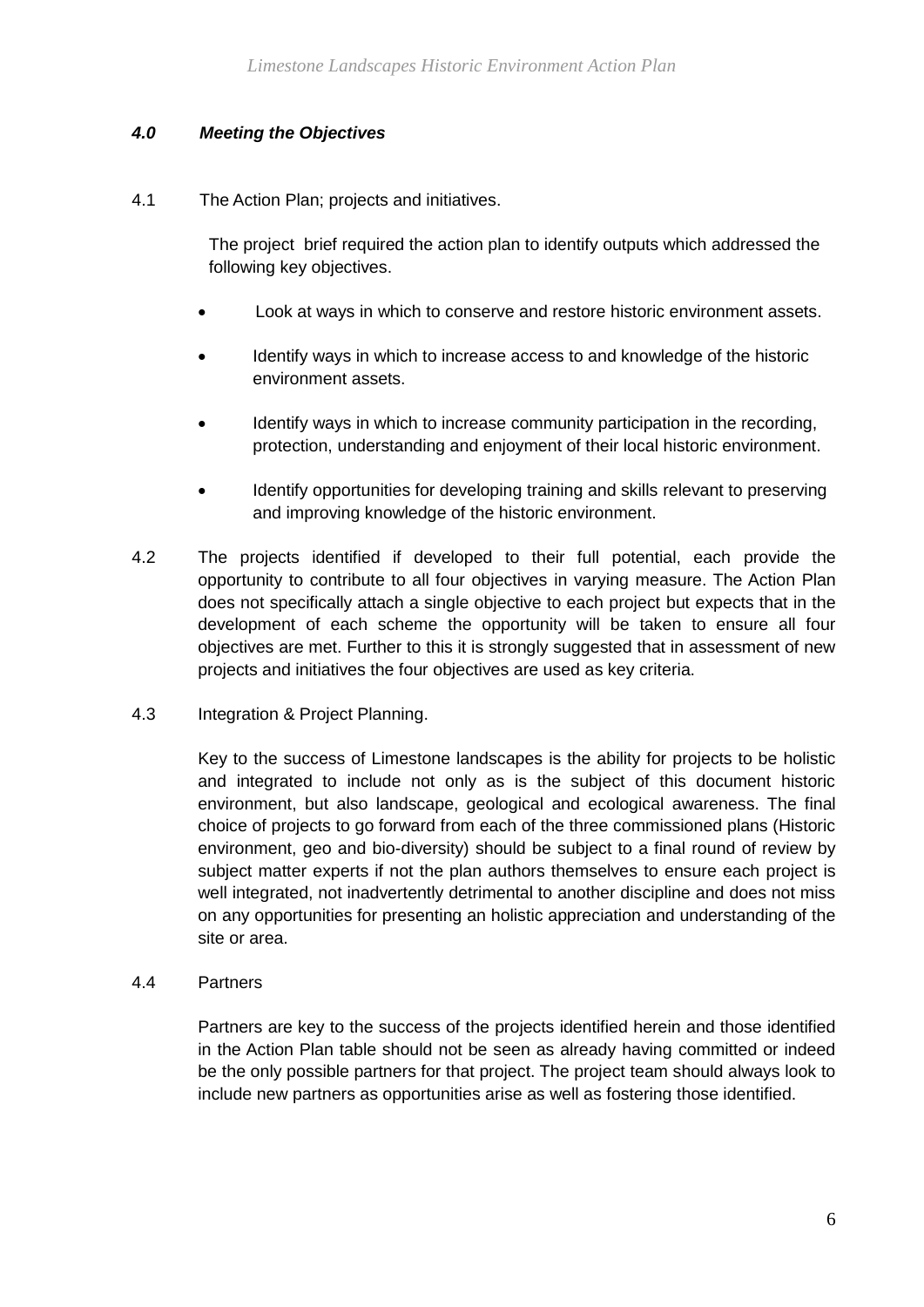## *4.0 Meeting the Objectives*

4.1 The Action Plan; projects and initiatives.

The project brief required the action plan to identify outputs which addressed the following key objectives.

- Look at ways in which to conserve and restore historic environment assets.
- Identify ways in which to increase access to and knowledge of the historic environment assets.
- Identify ways in which to increase community participation in the recording, protection, understanding and enjoyment of their local historic environment.
- Identify opportunities for developing training and skills relevant to preserving and improving knowledge of the historic environment.

4.2 The projects identified if developed to their full potential, each provide the opportunity to contribute to all four objectives in varying measure. The Action Plan does not specifically attach a single objective to each project but expects that in the development of each scheme the opportunity will be taken to ensure all four objectives are met. Further to this it is strongly suggested that in assessment of new projects and initiatives the four objectives are used as key criteria.

4.3 Integration & Project Planning.

Key to the success of Limestone landscapes is the ability for projects to be holistic and integrated to include not only as is the subject of this document historic environment, but also landscape, geological and ecological awareness. The final choice of projects to go forward from each of the three commissioned plans (Historic environment, geo and bio-diversity) should be subject to a final round of review by subject matter experts if not the plan authors themselves to ensure each project is well integrated, not inadvertently detrimental to another discipline and does not miss on any opportunities for presenting an holistic appreciation and understanding of the site or area.

4.4 Partners

Partners are key to the success of the projects identified herein and those identified in the Action Plan table should not be seen as already having committed or indeed be the only possible partners for that project. The project team should always look to include new partners as opportunities arise as well as fostering those identified.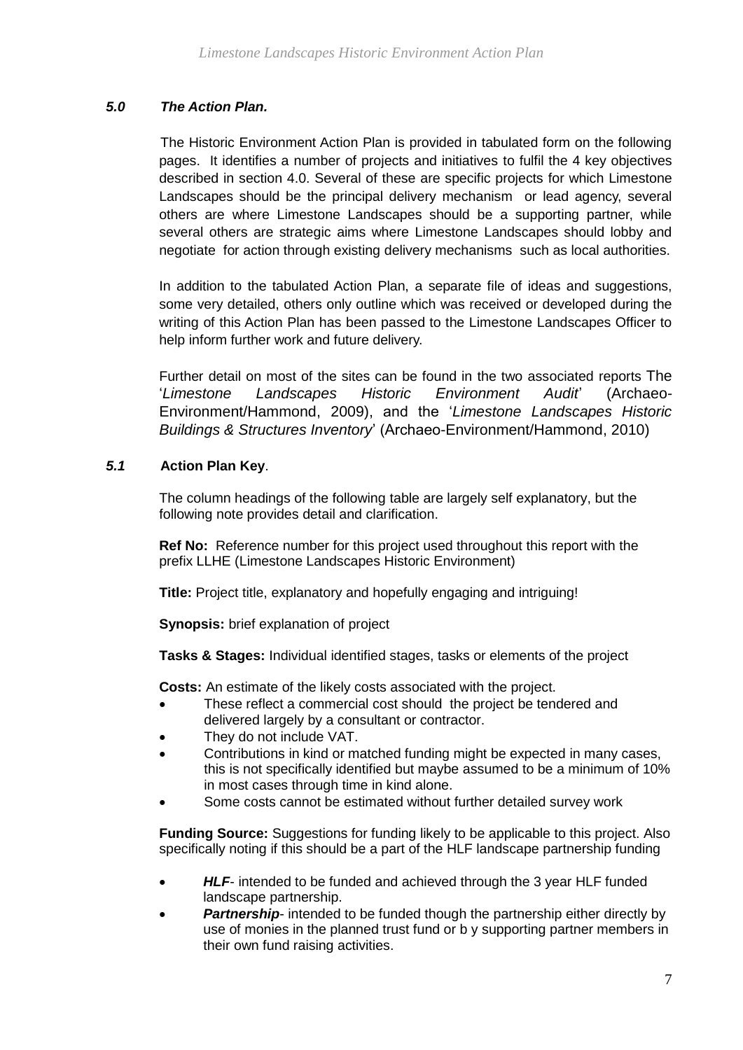## *5.0 The Action Plan.*

The Historic Environment Action Plan is provided in tabulated form on the following pages. It identifies a number of projects and initiatives to fulfil the 4 key objectives described in section 4.0. Several of these are specific projects for which Limestone Landscapes should be the principal delivery mechanism or lead agency, several others are where Limestone Landscapes should be a supporting partner, while several others are strategic aims where Limestone Landscapes should lobby and negotiate for action through existing delivery mechanisms such as local authorities.

In addition to the tabulated Action Plan, a separate file of ideas and suggestions, some very detailed, others only outline which was received or developed during the writing of this Action Plan has been passed to the Limestone Landscapes Officer to help inform further work and future delivery.

Further detail on most of the sites can be found in the two associated reports The '*Limestone Landscapes Historic Environment Audit*' (Archaeo-Environment/Hammond, 2009), and the '*Limestone Landscapes Historic Buildings & Structures Inventory*' (Archaeo-Environment/Hammond, 2010)

## *5.1* Action Plan Key.

The column headings of the following table are largely self explanatory, but the following note provides detail and clarification.

**Ref No:** Reference number for this project used throughout this report with the prefix LLHE (Limestone Landscapes Historic Environment)

**Title:** Project title, explanatory and hopefully engaging and intriguing!

**Synopsis:** brief explanation of project

**Tasks & Stages:** Individual identified stages, tasks or elements of the project

**Costs:** An estimate of the likely costs associated with the project.

- These reflect a commercial cost should the project be tendered and delivered largely by a consultant or contractor.
- They do not include VAT.
- Contributions in kind or matched funding might be expected in many cases, this is not specifically identified but maybe assumed to be a minimum of 10% in most cases through time in kind alone.
- Some costs cannot be estimated without further detailed survey work

**Funding Source:** Suggestions for funding likely to be applicable to this project. Also specifically noting if this should be a part of the HLF landscape partnership funding

- ***HLF***- intended to be funded and achieved through the 3 year HLF funded landscape partnership.
- ***Partnership***- intended to be funded though the partnership either directly by use of monies in the planned trust fund or b y supporting partner members in their own fund raising activities.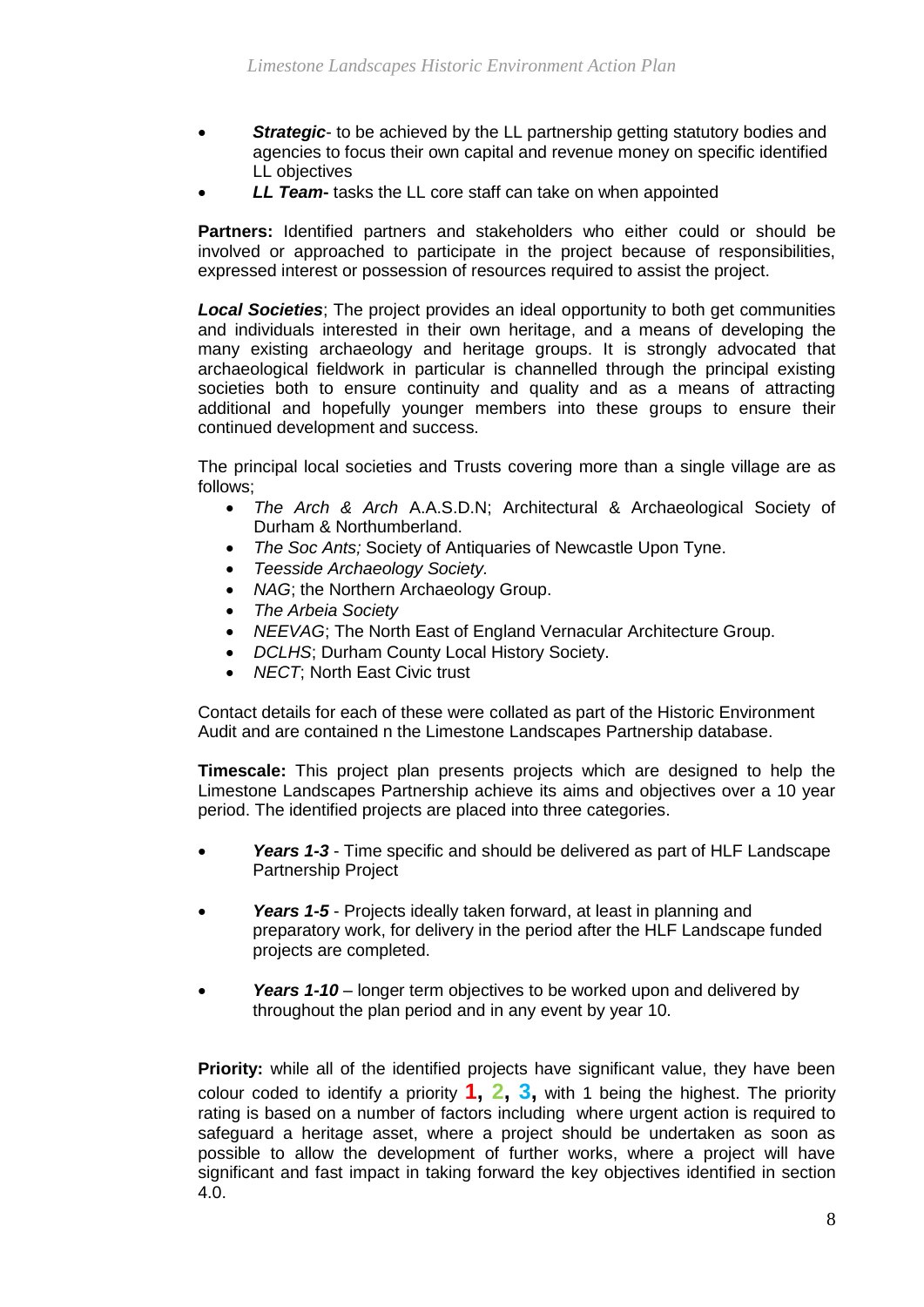- ***Strategic***- to be achieved by the LL partnership getting statutory bodies and agencies to focus their own capital and revenue money on specific identified LL objectives
- ***LL Team-*** tasks the LL core staff can take on when appointed

**Partners:** Identified partners and stakeholders who either could or should be involved or approached to participate in the project because of responsibilities, expressed interest or possession of resources required to assist the project.

***Local Societies***; The project provides an ideal opportunity to both get communities and individuals interested in their own heritage, and a means of developing the many existing archaeology and heritage groups. It is strongly advocated that archaeological fieldwork in particular is channelled through the principal existing societies both to ensure continuity and quality and as a means of attracting additional and hopefully younger members into these groups to ensure their continued development and success.

The principal local societies and Trusts covering more than a single village are as follows;

- *The Arch & Arch* A.A.S.D.N; Architectural & Archaeological Society of Durham & Northumberland.
- *The Soc Ants;* Society of Antiquaries of Newcastle Upon Tyne.
- *Teesside Archaeology Society.*
- *NAG*; the Northern Archaeology Group.
- *The Arbeia Society*
- *NEEVAG*; The North East of England Vernacular Architecture Group.
- *DCLHS*; Durham County Local History Society.
- *NECT*; North East Civic trust

Contact details for each of these were collated as part of the Historic Environment Audit and are contained n the Limestone Landscapes Partnership database.

**Timescale:** This project plan presents projects which are designed to help the Limestone Landscapes Partnership achieve its aims and objectives over a 10 year period. The identified projects are placed into three categories.

- ***Years 1-3*** - Time specific and should be delivered as part of HLF Landscape Partnership Project
- ***Years 1-5*** - Projects ideally taken forward, at least in planning and preparatory work, for delivery in the period after the HLF Landscape funded projects are completed.
- ***Years 1-10*** – longer term objectives to be worked upon and delivered by throughout the plan period and in any event by year 10.

**Priority:** while all of the identified projects have significant value, they have been colour coded to identify a priority **1, 2, 3,** with 1 being the highest. The priority rating is based on a number of factors including where urgent action is required to safeguard a heritage asset, where a project should be undertaken as soon as possible to allow the development of further works, where a project will have significant and fast impact in taking forward the key objectives identified in section 4.0.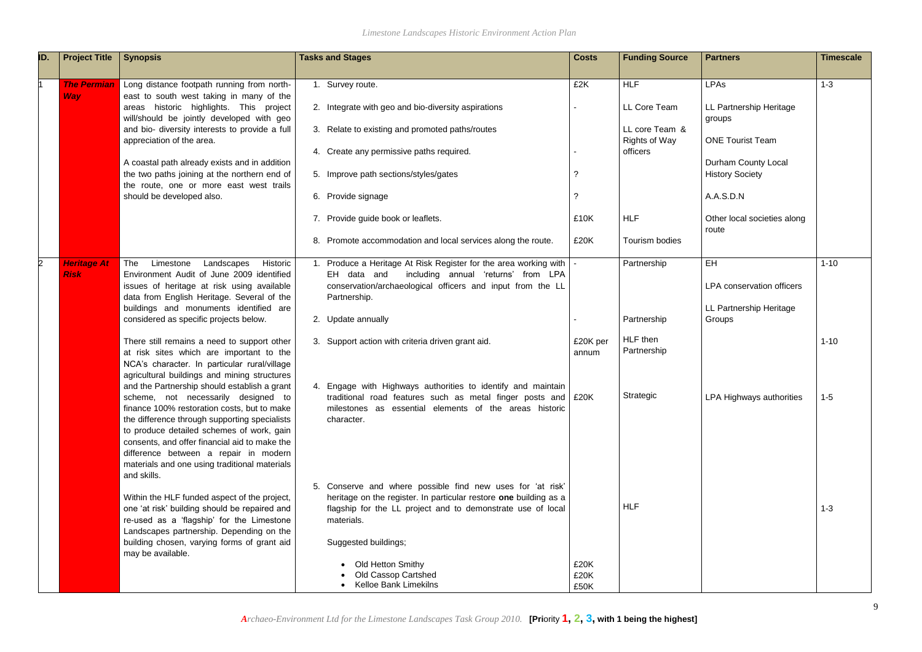| ID. | Project Title | Synopsis | Tasks and Stages | Costs | Funding Source | Partners | Timescale |
|---|---|---|---|---|---|---|---|
| 1 | ***The Permian Way*** | Long distance footpath running from north-east to south west taking in many of the areas historic highlights. This project will/should be jointly developed with geo and bio- diversity interests to provide a full appreciation of the area.<br><br>A coastal path already exists and in addition the two paths joining at the northern end of the route, one or more east west trails should be developed also. | 1. Survey route. | £2K | HLF | LPAs | 1-3 |
| | | | 2. Integrate with geo and bio-diversity aspirations | - | LL Core Team | LL Partnership Heritage groups | |
| | | | 3. Relate to existing and promoted paths/routes | | LL core Team & Rights of Way officers | ONE Tourist Team | |
| | | | 4. Create any permissive paths required. | - | | Durham County Local History Society | |
| | | | 5. Improve path sections/styles/gates | ? | | | |
| | | | 6. Provide signage | ? | | A.A.S.D.N | |
| | | | 7. Provide guide book or leaflets. | £10K | HLF | Other local societies along route | |
| | | | 8. Promote accommodation and local services along the route. | £20K | Tourism bodies | | |
| 2 | ***Heritage At Risk*** | The Limestone Landscapes Historic Environment Audit of June 2009 identified issues of heritage at risk using available data from English Heritage. Several of the buildings and monuments identified are considered as specific projects below.<br><br>There still remains a need to support other at risk sites which are important to the NCA's character. In particular rural/village agricultural buildings and mining structures and the Partnership should establish a grant scheme, not necessarily designed to finance 100% restoration costs, but to make the difference through supporting specialists to produce detailed schemes of work, gain consents, and offer financial aid to make the difference between a repair in modern materials and one using traditional materials and skills.<br><br>Within the HLF funded aspect of the project, one 'at risk' building should be repaired and re-used as a 'flagship' for the Limestone Landscapes partnership. Depending on the building chosen, varying forms of grant aid may be available. | 1. Produce a Heritage At Risk Register for the area working with EH data and including annual 'returns' from LPA conservation/archaeological officers and input from the LL Partnership. | - | Partnership | EH<br><br>LPA conservation officers | 1-10 |
| | | | 2. Update annually | - | Partnership | LL Partnership Heritage Groups | |
| | | | 3. Support action with criteria driven grant aid. | £20K per annum | HLF then Partnership | | 1-10 |
| | | | 4. Engage with Highways authorities to identify and maintain traditional road features such as metal finger posts and milestones as essential elements of the areas historic character. | £20K | Strategic | LPA Highways authorities | 1-5 |
| | | | 5. Conserve and where possible find new uses for 'at risk' heritage on the register. In particular restore **one** building as a flagship for the LL project and to demonstrate use of local materials.<br><br>Suggested buildings;<br><br>• Old Hetton Smithy<br>• Old Cassop Cartshed<br>• Kelloe Bank Limekilns | <br><br><br><br><br>£20K<br>£20K<br>£50K | HLF | | 1-3 |

*Archaeo-Environment Ltd for the Limestone Landscapes Task Group 2010.* **[Priority 1, 2, 3, with 1 being the highest]**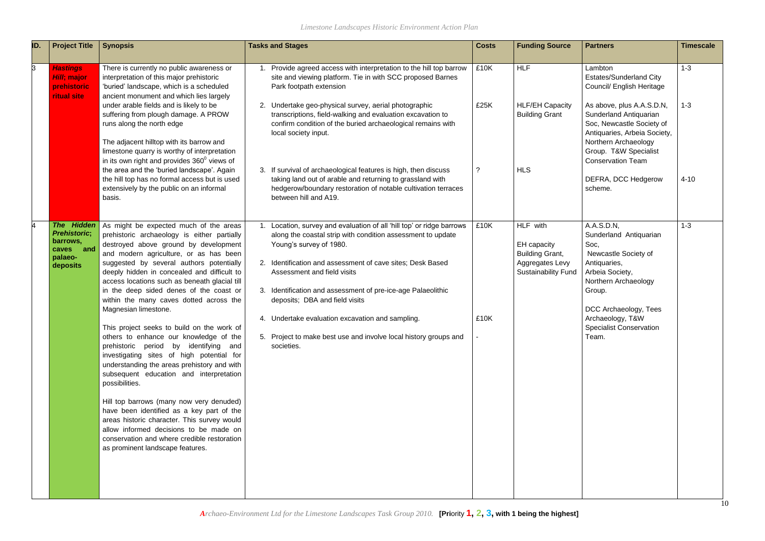| ID. | Project Title | Synopsis | Tasks and Stages | Costs | Funding Source | Partners | Timescale |
|---|---|---|---|---|---|---|---|
| 3 | ***Hastings Hill*; major prehistoric ritual site** | There is currently no public awareness or interpretation of this major prehistoric 'buried' landscape, which is a scheduled ancient monument and which lies largely under arable fields and is likely to be suffering from plough damage. A PROW runs along the north edge<br><br>The adjacent hilltop with its barrow and limestone quarry is worthy of interpretation in its own right and provides 360$^{0}$ views of the area and the 'buried landscape'. Again the hill top has no formal access but is used extensively by the public on an informal basis. | 1. Provide agreed access with interpretation to the hill top barrow site and viewing platform. Tie in with SCC proposed Barnes Park footpath extension | £10K | HLF | Lambton Estates/Sunderland City Council/ English Heritage | 1-3 |
| | | | 2. Undertake geo-physical survey, aerial photographic transcriptions, field-walking and evaluation excavation to confirm condition of the buried archaeological remains with local society input. | £25K | HLF/EH Capacity Building Grant | As above, plus A.A.S.D.N, Sunderland Antiquarian Soc, Newcastle Society of Antiquaries, Arbeia Society, Northern Archaeology Group. T&W Specialist Conservation Team | 1-3 |
| | | | 3. If survival of archaeological features is high, then discuss taking land out of arable and returning to grassland with hedgerow/boundary restoration of notable cultivation terraces between hill and A19. | ? | HLS | DEFRA, DCC Hedgerow scheme. | 4-10 |
| 4 | ***The Hidden Prehistoric*; barrows, caves and palaeo-deposits** | As might be expected much of the areas prehistoric archaeology is either partially destroyed above ground by development and modern agriculture, or as has been suggested by several authors potentially deeply hidden in concealed and difficult to access locations such as beneath glacial till in the deep sided denes of the coast or within the many caves dotted across the Magnesian limestone.<br><br>This project seeks to build on the work of others to enhance our knowledge of the prehistoric period by identifying and investigating sites of high potential for understanding the areas prehistory and with subsequent education and interpretation possibilities.<br><br>Hill top barrows (many now very denuded) have been identified as a key part of the areas historic character. This survey would allow informed decisions to be made on conservation and where credible restoration as prominent landscape features. | 1. Location, survey and evaluation of all 'hill top' or ridge barrows along the coastal strip with condition assessment to update Young's survey of 1980.<br><br>2. Identification and assessment of cave sites; Desk Based Assessment and field visits<br><br>3. Identification and assessment of pre-ice-age Palaeolithic deposits; DBA and field visits<br><br>4. Undertake evaluation excavation and sampling.<br><br>5. Project to make best use and involve local history groups and societies. | £10K<br><br><br><br><br><br><br><br>£10K<br><br>- | HLF with<br><br>EH capacity Building Grant, Aggregates Levy Sustainability Fund | A.A.S.D.N, Sunderland Antiquarian Soc, Newcastle Society of Antiquaries, Arbeia Society, Northern Archaeology Group.<br><br>DCC Archaeology, Tees Archaeology, T&W Specialist Conservation Team. | 1-3 |

*Archaeo-Environment Ltd for the Limestone Landscapes Task Group 2010.* **[Priority 1, 2, 3, with 1 being the highest]**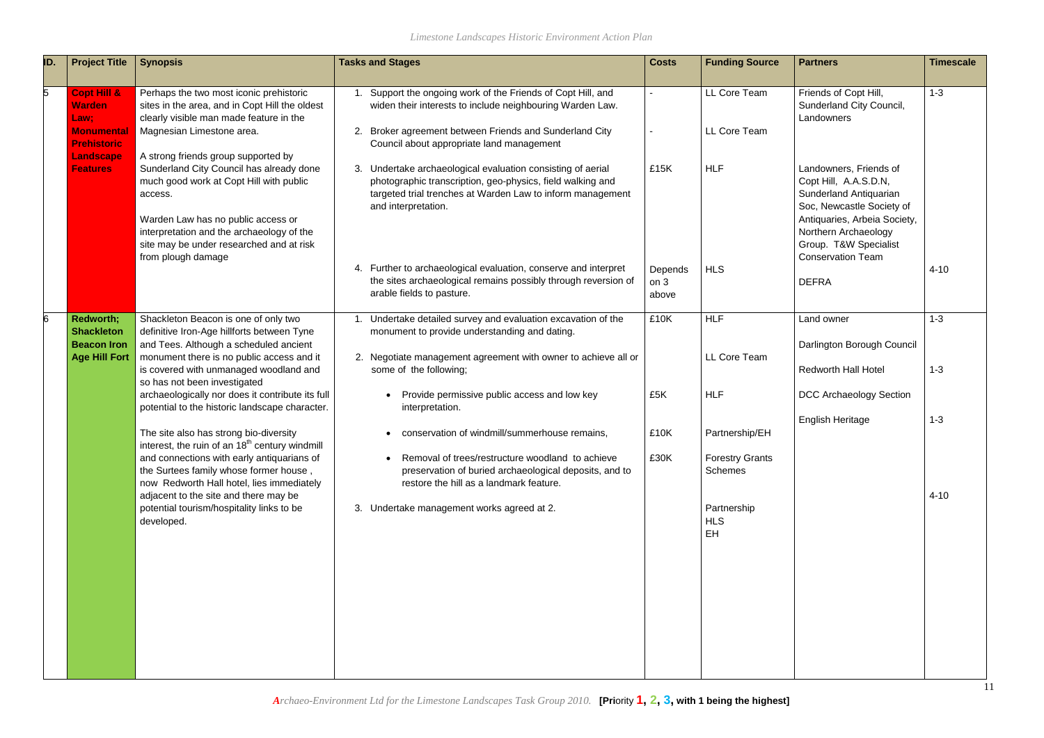| ID. | Project Title | Synopsis | Tasks and Stages | Costs | Funding Source | Partners | Timescale |
|---|---|---|---|---|---|---|---|
| 5 | **Copt Hill & Warden Law; Monumental Prehistoric Landscape Features** | Perhaps the two most iconic prehistoric sites in the area, and in Copt Hill the oldest clearly visible man made feature in the Magnesian Limestone area.<br><br>A strong friends group supported by Sunderland City Council has already done much good work at Copt Hill with public access.<br><br>Warden Law has no public access or interpretation and the archaeology of the site may be under researched and at risk from plough damage | 1. Support the ongoing work of the Friends of Copt Hill, and widen their interests to include neighbouring Warden Law. | - | LL Core Team | Friends of Copt Hill, Sunderland City Council, Landowners | 1-3 |
| | | | 2. Broker agreement between Friends and Sunderland City Council about appropriate land management | - | LL Core Team | | |
| | | | 3. Undertake archaeological evaluation consisting of aerial photographic transcription, geo-physics, field walking and targeted trial trenches at Warden Law to inform management and interpretation. | £15K | HLF | Landowners, Friends of Copt Hill, A.A.S.D.N, Sunderland Antiquarian Soc, Newcastle Society of Antiquaries, Arbeia Society, Northern Archaeology Group. T&W Specialist Conservation Team | |
| | | | 4. Further to archaeological evaluation, conserve and interpret the sites archaeological remains possibly through reversion of arable fields to pasture. | Depends on 3 above | HLS | DEFRA | 4-10 |
| 6 | **Redworth; Shackleton Beacon Iron Age Hill Fort** | Shackleton Beacon is one of only two definitive Iron-Age hillforts between Tyne and Tees. Although a scheduled ancient monument there is no public access and it is covered with unmanaged woodland and so has not been investigated archaeologically nor does it contribute its full potential to the historic landscape character.<br><br>The site also has strong bio-diversity interest, the ruin of an 18th century windmill and connections with early antiquarians of the Surtees family whose former house , now Redworth Hall hotel, lies immediately adjacent to the site and there may be potential tourism/hospitality links to be developed. | 1. Undertake detailed survey and evaluation excavation of the monument to provide understanding and dating. | £10K | HLF | Land owner | 1-3 |
| | | | 2. Negotiate management agreement with owner to achieve all or some of the following; | | LL Core Team | Darlington Borough Council | |
| | | | • Provide permissive public access and low key interpretation. | £5K | HLF | Redworth Hall Hotel | 1-3 |
| | | | • conservation of windmill/summerhouse remains, | £10K | Partnership/EH | DCC Archaeology Section | 1-3 |
| | | | • Removal of trees/restructure woodland to achieve preservation of buried archaeological deposits, and to restore the hill as a landmark feature. | £30K | Forestry Grants Schemes | English Heritage | |
| | | | 3. Undertake management works agreed at 2. | | Partnership<br>HLS<br>EH | | 4-10 |

*Archaeo-Environment Ltd for the Limestone Landscapes Task Group 2010.* **[Priority 1, 2, 3, with 1 being the highest]**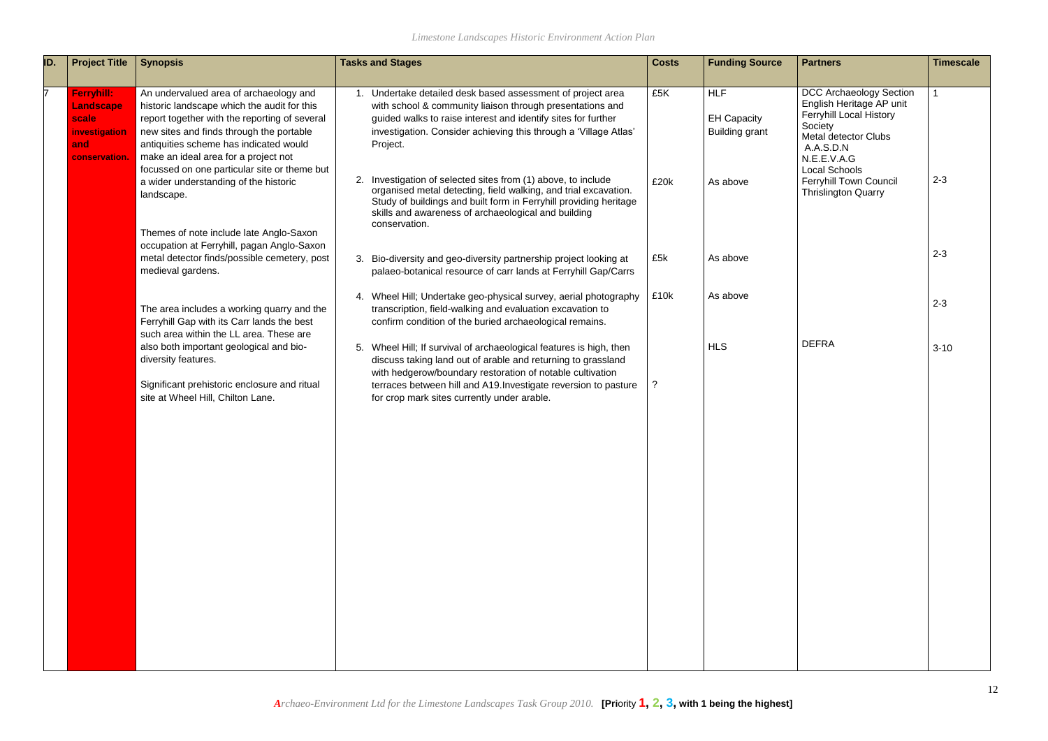| ID. | Project Title | Synopsis | Tasks and Stages | Costs | Funding Source | Partners | Timescale |
|---|---|---|---|---|---|---|---|
| 7 | **Ferryhill: Landscape scale investigation and conservation.** | An undervalued area of archaeology and historic landscape which the audit for this report together with the reporting of several new sites and finds through the portable antiquities scheme has indicated would make an ideal area for a project not focussed on one particular site or theme but a wider understanding of the historic landscape.<br><br>Themes of note include late Anglo-Saxon occupation at Ferryhill, pagan Anglo-Saxon metal detector finds/possible cemetery, post medieval gardens.<br><br>The area includes a working quarry and the Ferryhill Gap with its Carr lands the best such area within the LL area. These are also both important geological and bio-diversity features.<br><br>Significant prehistoric enclosure and ritual site at Wheel Hill, Chilton Lane. | 1. Undertake detailed desk based assessment of project area with school & community liaison through presentations and guided walks to raise interest and identify sites for further investigation. Consider achieving this through a 'Village Atlas' Project. | £5K | HLF<br><br>EH Capacity Building grant | DCC Archaeology Section<br>English Heritage AP unit<br>Ferryhill Local History Society<br>Metal detector Clubs<br>A.A.S.D.N<br>N.E.E.V.A.G<br>Local Schools<br>Ferryhill Town Council<br>Thrislington Quarry | 1 |
| | | | 2. Investigation of selected sites from (1) above, to include organised metal detecting, field walking, and trial excavation. Study of buildings and built form in Ferryhill providing heritage skills and awareness of archaeological and building conservation. | £20k | As above | | 2-3 |
| | | | 3. Bio-diversity and geo-diversity partnership project looking at palaeo-botanical resource of carr lands at Ferryhill Gap/Carrs | £5k | As above | | 2-3 |
| | | | 4. Wheel Hill; Undertake geo-physical survey, aerial photography transcription, field-walking and evaluation excavation to confirm condition of the buried archaeological remains. | £10k | As above | | 2-3 |
| | | | 5. Wheel Hill; If survival of archaeological features is high, then discuss taking land out of arable and returning to grassland with hedgerow/boundary restoration of notable cultivation terraces between hill and A19.Investigate reversion to pasture for crop mark sites currently under arable. | ? | HLS | DEFRA | 3-10 |

*Archaeo-Environment Ltd for the Limestone Landscapes Task Group 2010.* **[Priority 1, 2, 3, with 1 being the highest]**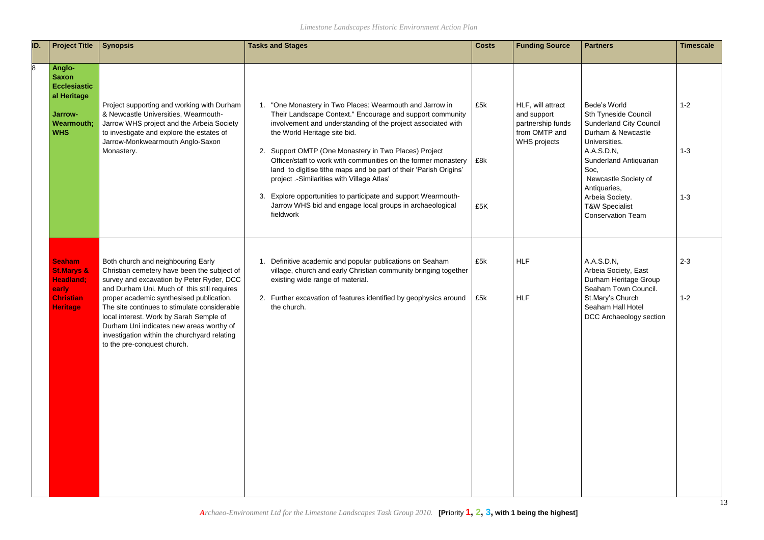| ID. | Project Title | Synopsis | Tasks and Stages | Costs | Funding Source | Partners | Timescale |
|---|---|---|---|---|---|---|---|
| 8 | **Anglo-Saxon Ecclesiastical Heritage**<br><br>**Jarrow-Wearmouth; WHS** | Project supporting and working with Durham & Newcastle Universities, Wearmouth-Jarrow WHS project and the Arbeia Society to investigate and explore the estates of Jarrow-Monkwearmouth Anglo-Saxon Monastery. | 1. "One Monastery in Two Places: Wearmouth and Jarrow in Their Landscape Context." Encourage and support community involvement and understanding of the project associated with the World Heritage site bid.<br><br>2. Support OMTP (One Monastery in Two Places) Project Officer/staff to work with communities on the former monastery land to digitise tithe maps and be part of their 'Parish Origins' project .-Similarities with Village Atlas'<br><br>3. Explore opportunities to participate and support Wearmouth-Jarrow WHS bid and engage local groups in archaeological fieldwork | £5k<br><br>£8k<br><br>£5K | HLF, will attract and support partnership funds from OMTP and WHS projects | Bede's World<br>Sth Tyneside Council<br>Sunderland City Council<br>Durham & Newcastle Universities.<br>A.A.S.D.N,<br>Sunderland Antiquarian Soc,<br>Newcastle Society of Antiquaries,<br>Arbeia Society.<br>T&W Specialist Conservation Team | 1-2<br><br>1-3<br><br>1-3 |
| | **Seaham St.Marys & Headland; early Christian Heritage** | Both church and neighbouring Early Christian cemetery have been the subject of survey and excavation by Peter Ryder, DCC and Durham Uni. Much of this still requires proper academic synthesised publication. The site continues to stimulate considerable local interest. Work by Sarah Semple of Durham Uni indicates new areas worthy of investigation within the churchyard relating to the pre-conquest church. | 1. Definitive academic and popular publications on Seaham village, church and early Christian community bringing together existing wide range of material.<br><br>2. Further excavation of features identified by geophysics around the church. | £5k<br><br>£5k | HLF<br><br>HLF | A.A.S.D.N,<br>Arbeia Society, East Durham Heritage Group<br>Seaham Town Council.<br>St.Mary's Church<br>Seaham Hall Hotel<br>DCC Archaeology section | 2-3<br><br>1-2 |

*Archaeo-Environment Ltd for the Limestone Landscapes Task Group 2010.* **[Priority 1, 2, 3, with 1 being the highest]**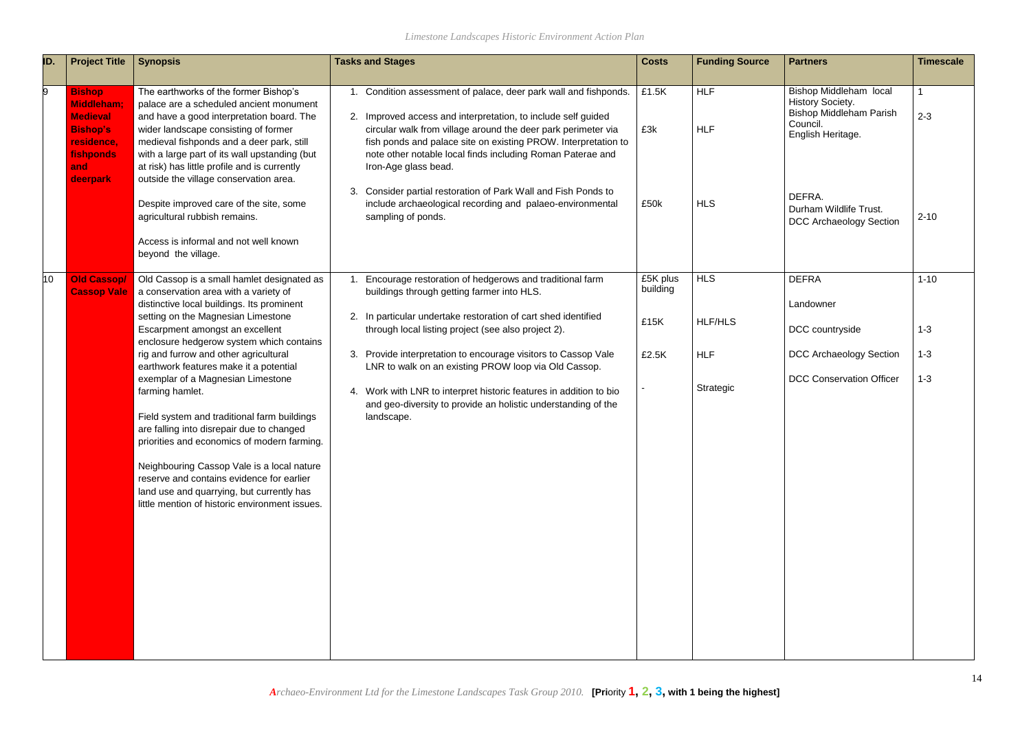| ID. | Project Title | Synopsis | Tasks and Stages | Costs | Funding Source | Partners | Timescale |
|---|---|---|---|---|---|---|---|
| 9 | **Bishop Middleham; Medieval Bishop's residence, fishponds and deerpark** | The earthworks of the former Bishop's palace are a scheduled ancient monument and have a good interpretation board. The wider landscape consisting of former medieval fishponds and a deer park, still with a large part of its wall upstanding (but at risk) has little profile and is currently outside the village conservation area.<br><br>Despite improved care of the site, some agricultural rubbish remains.<br><br>Access is informal and not well known beyond the village. | 1. Condition assessment of palace, deer park wall and fishponds.<br><br>2. Improved access and interpretation, to include self guided circular walk from village around the deer park perimeter via fish ponds and palace site on existing PROW. Interpretation to note other notable local finds including Roman Paterae and Iron-Age glass bead.<br><br>3. Consider partial restoration of Park Wall and Fish Ponds to include archaeological recording and palaeo-environmental sampling of ponds. | £1.5K<br><br>£3k<br><br>£50k | HLF<br><br>HLF<br><br>HLS | Bishop Middleham local History Society.<br>Bishop Middleham Parish Council.<br>English Heritage.<br><br>DEFRA.<br>Durham Wildlife Trust.<br>DCC Archaeology Section | 1<br><br>2-3<br><br>2-10 |
| 10 | **Old Cassop/ Cassop Vale** | Old Cassop is a small hamlet designated as a conservation area with a variety of distinctive local buildings. Its prominent setting on the Magnesian Limestone Escarpment amongst an excellent enclosure hedgerow system which contains rig and furrow and other agricultural earthwork features make it a potential exemplar of a Magnesian Limestone farming hamlet.<br><br>Field system and traditional farm buildings are falling into disrepair due to changed priorities and economics of modern farming.<br><br>Neighbouring Cassop Vale is a local nature reserve and contains evidence for earlier land use and quarrying, but currently has little mention of historic environment issues. | 1. Encourage restoration of hedgerows and traditional farm buildings through getting farmer into HLS.<br><br>2. In particular undertake restoration of cart shed identified through local listing project (see also project 2).<br><br>3. Provide interpretation to encourage visitors to Cassop Vale LNR to walk on an existing PROW loop via Old Cassop.<br><br>4. Work with LNR to interpret historic features in addition to bio and geo-diversity to provide an holistic understanding of the landscape. | £5K plus building<br><br>£15K<br><br>£2.5K<br><br>- | HLS<br><br>HLF/HLS<br><br>HLF<br><br>Strategic | DEFRA<br><br>Landowner<br><br>DCC countryside<br><br>DCC Archaeology Section<br><br>DCC Conservation Officer | 1-10<br><br>1-3<br><br>1-3<br><br>1-3 |

*Archaeo-Environment Ltd for the Limestone Landscapes Task Group 2010.* **[Priority 1, 2, 3, with 1 being the highest]**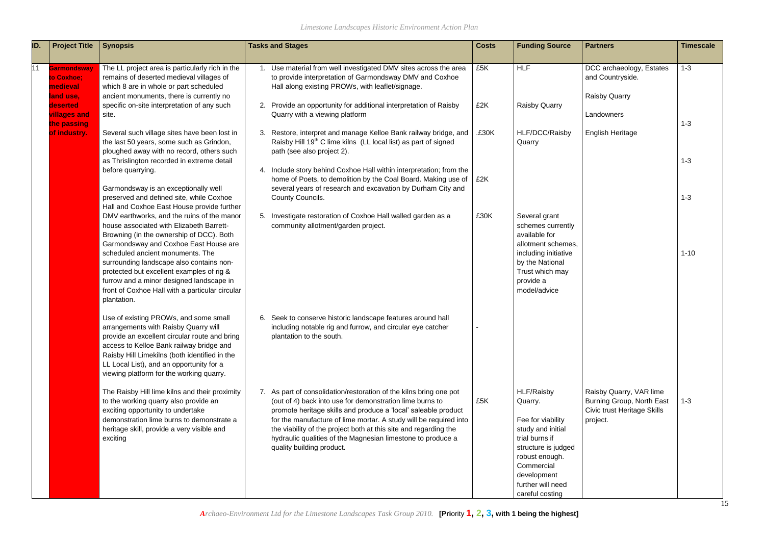| ID. | Project Title | Synopsis | Tasks and Stages | Costs | Funding Source | Partners | Timescale |
|---|---|---|---|---|---|---|---|
| 11 | **Garmondsway to Coxhoe; medieval land use, deserted villages and the passing of industry.** | The LL project area is particularly rich in the remains of deserted medieval villages of which 8 are in whole or part scheduled ancient monuments, there is currently no specific on-site interpretation of any such site. | 1. Use material from well investigated DMV sites across the area to provide interpretation of Garmondsway DMV and Coxhoe Hall along existing PROWs, with leaflet/signage. | £5K | HLF | DCC archaeology, Estates and Countryside. | 1-3 |
| | | | 2. Provide an opportunity for additional interpretation of Raisby Quarry with a viewing platform | £2K | Raisby Quarry | Raisby Quarry | |
| | | Several such village sites have been lost in the last 50 years, some such as Grindon, ploughed away with no record, others such as Thrislington recorded in extreme detail before quarrying. | 3. Restore, interpret and manage Kelloe Bank railway bridge, and Raisby Hill 19th C lime kilns (LL local list) as part of signed path (see also project 2). | .£30K | HLF/DCC/Raisby Quarry | Landowners<br><br>English Heritage | 1-3 |
| | | Garmondsway is an exceptionally well preserved and defined site, while Coxhoe Hall and Coxhoe East House provide further DMV earthworks, and the ruins of the manor house associated with Elizabeth Barrett-Browning (in the ownership of DCC). Both Garmondsway and Coxhoe East House are scheduled ancient monuments. The surrounding landscape also contains non-protected but excellent examples of rig & furrow and a minor designed landscape in front of Coxhoe Hall with a particular circular plantation. | 4. Include story behind Coxhoe Hall within interpretation; from the home of Poets, to demolition by the Coal Board. Making use of several years of research and excavation by Durham City and County Councils. | £2K | | | 1-3 |
| | | | 5. Investigate restoration of Coxhoe Hall walled garden as a community allotment/garden project. | £30K | Several grant schemes currently available for allotment schemes, including initiative by the National Trust which may provide a model/advice | | 1-3 |
| | | Use of existing PROWs, and some small arrangements with Raisby Quarry will provide an excellent circular route and bring access to Kelloe Bank railway bridge and Raisby Hill Limekilns (both identified in the LL Local List), and an opportunity for a viewing platform for the working quarry. | 6. Seek to conserve historic landscape features around hall including notable rig and furrow, and circular eye catcher plantation to the south. | - | | | 1-10 |
| | | The Raisby Hill lime kilns and their proximity to the working quarry also provide an exciting opportunity to undertake demonstration lime burns to demonstrate a heritage skill, provide a very visible and exciting | 7. As part of consolidation/restoration of the kilns bring one pot (out of 4) back into use for demonstration lime burns to promote heritage skills and produce a 'local' saleable product for the manufacture of lime mortar. A study will be required into the viability of the project both at this site and regarding the hydraulic qualities of the Magnesian limestone to produce a quality building product. | £5K | HLF/Raisby Quarry.<br><br>Fee for viability study and initial trial burns if structure is judged robust enough. Commercial development further will need careful costing | Raisby Quarry, VAR lime Burning Group, North East Civic trust Heritage Skills project. | 1-3 |

*Archaeo-Environment Ltd for the Limestone Landscapes Task Group 2010.* **[Priority 1, 2, 3, with 1 being the highest]**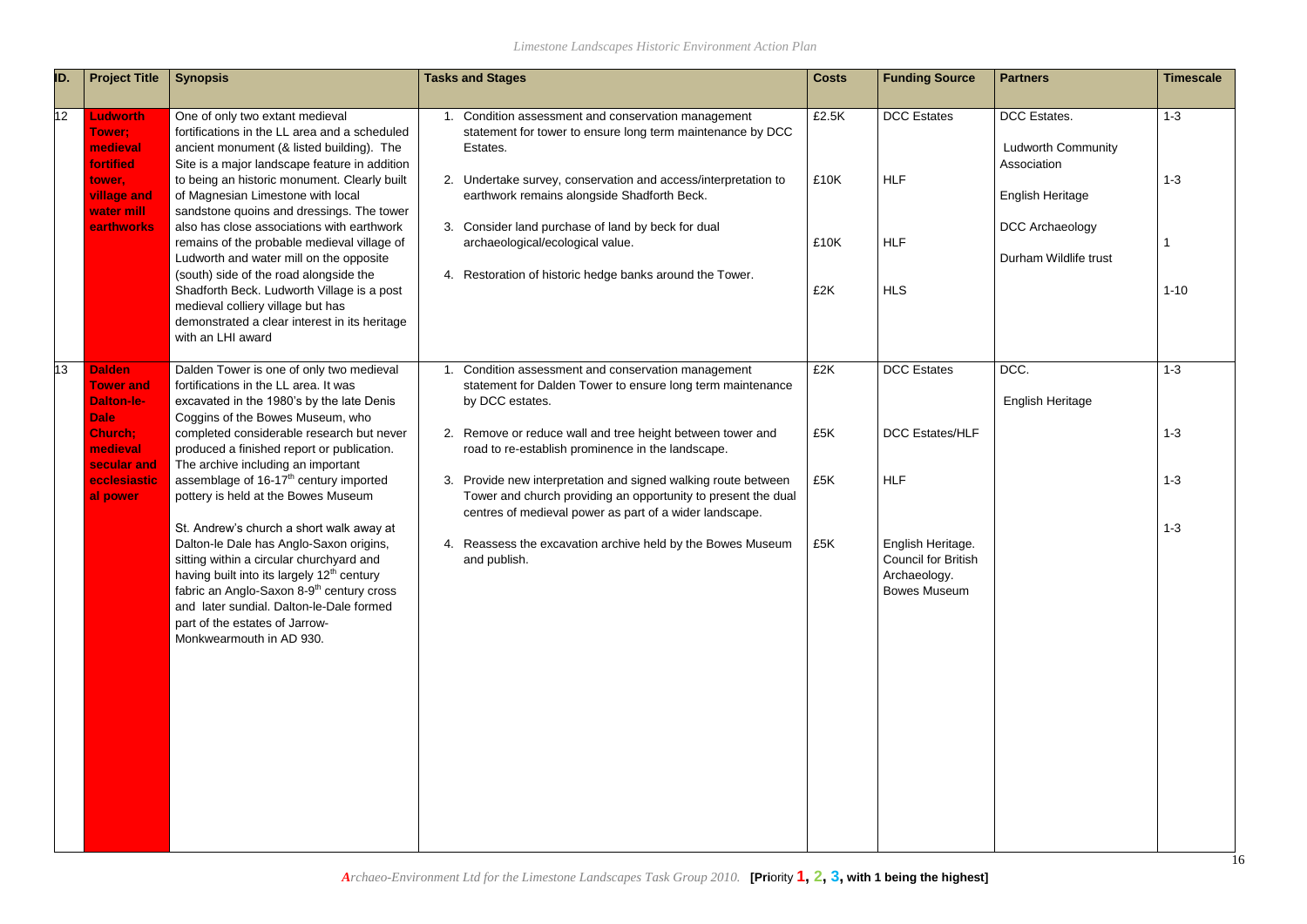| ID. | Project Title | Synopsis | Tasks and Stages | Costs | Funding Source | Partners | Timescale |
|---|---|---|---|---|---|---|---|
| 12 | **Ludworth Tower; medieval fortified tower, village and water mill earthworks** | One of only two extant medieval fortifications in the LL area and a scheduled ancient monument (& listed building). The Site is a major landscape feature in addition to being an historic monument. Clearly built of Magnesian Limestone with local sandstone quoins and dressings. The tower also has close associations with earthwork remains of the probable medieval village of Ludworth and water mill on the opposite (south) side of the road alongside the Shadforth Beck. Ludworth Village is a post medieval colliery village but has demonstrated a clear interest in its heritage with an LHI award | 1. Condition assessment and conservation management statement for tower to ensure long term maintenance by DCC Estates.<br>2. Undertake survey, conservation and access/interpretation to earthwork remains alongside Shadforth Beck.<br>3. Consider land purchase of land by beck for dual archaeological/ecological value.<br>4. Restoration of historic hedge banks around the Tower. | £2.5K<br>£10K<br>£10K<br>£2K | DCC Estates<br>HLF<br>HLF<br>HLS | DCC Estates.<br>Ludworth Community Association<br>English Heritage<br>DCC Archaeology<br>Durham Wildlife trust | 1-3<br>1-3<br>1<br>1-10 |
| 13 | **Dalden Tower and Dalton-le-Dale Church; medieval secular and ecclesiastical power** | Dalden Tower is one of only two medieval fortifications in the LL area. It was excavated in the 1980's by the late Denis Coggins of the Bowes Museum, who completed considerable research but never produced a finished report or publication. The archive including an important assemblage of 16-17th century imported pottery is held at the Bowes Museum<br><br>St. Andrew's church a short walk away at Dalton-le Dale has Anglo-Saxon origins, sitting within a circular churchyard and having built into its largely 12th century fabric an Anglo-Saxon 8-9th century cross and later sundial. Dalton-le-Dale formed part of the estates of Jarrow-Monkwearmouth in AD 930. | 1. Condition assessment and conservation management statement for Dalden Tower to ensure long term maintenance by DCC estates.<br>2. Remove or reduce wall and tree height between tower and road to re-establish prominence in the landscape.<br>3. Provide new interpretation and signed walking route between Tower and church providing an opportunity to present the dual centres of medieval power as part of a wider landscape.<br>4. Reassess the excavation archive held by the Bowes Museum and publish. | £2K<br>£5K<br>£5K<br>£5K | DCC Estates<br>DCC Estates/HLF<br>HLF<br>English Heritage. Council for British Archaeology. Bowes Museum | DCC.<br>English Heritage | 1-3<br>1-3<br>1-3<br>1-3 |

*Archaeo-Environment Ltd for the Limestone Landscapes Task Group 2010.* **[Priority 1, 2, 3, with 1 being the highest]**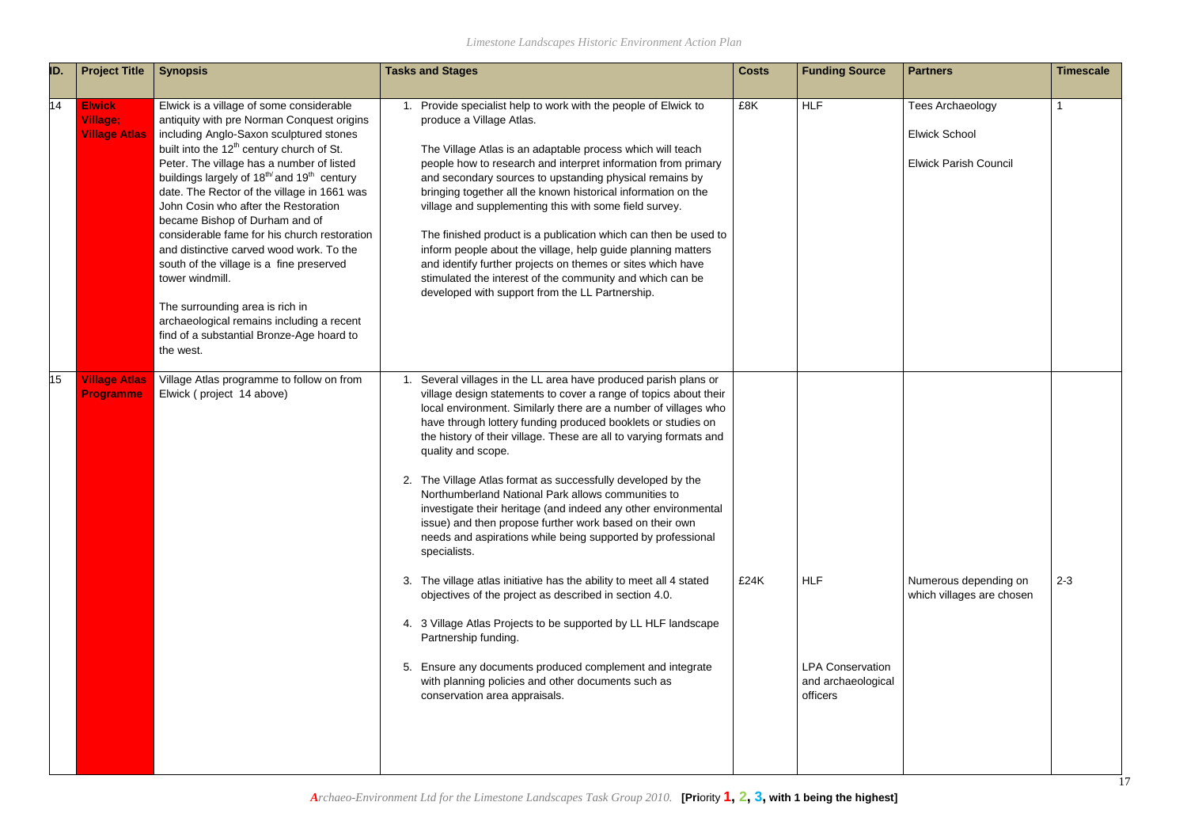| ID. | Project Title | Synopsis | Tasks and Stages | Costs | Funding Source | Partners | Timescale |
|---|---|---|---|---|---|---|---|
| 14 | **Elwick Village; Village Atlas** | Elwick is a village of some considerable antiquity with pre Norman Conquest origins including Anglo-Saxon sculptured stones built into the 12th century church of St. Peter. The village has a number of listed buildings largely of 18th/ and 19th century date. The Rector of the village in 1661 was John Cosin who after the Restoration became Bishop of Durham and of considerable fame for his church restoration and distinctive carved wood work. To the south of the village is a fine preserved tower windmill.<br><br>The surrounding area is rich in archaeological remains including a recent find of a substantial Bronze-Age hoard to the west. | 1. Provide specialist help to work with the people of Elwick to produce a Village Atlas.<br><br>The Village Atlas is an adaptable process which will teach people how to research and interpret information from primary and secondary sources to upstanding physical remains by bringing together all the known historical information on the village and supplementing this with some field survey.<br><br>The finished product is a publication which can then be used to inform people about the village, help guide planning matters and identify further projects on themes or sites which have stimulated the interest of the community and which can be developed with support from the LL Partnership. | £8K | HLF | Tees Archaeology<br><br>Elwick School<br><br>Elwick Parish Council | 1 |
| 15 | **Village Atlas Programme** | Village Atlas programme to follow on from Elwick ( project 14 above) | 1. Several villages in the LL area have produced parish plans or village design statements to cover a range of topics about their local environment. Similarly there are a number of villages who have through lottery funding produced booklets or studies on the history of their village. These are all to varying formats and quality and scope.<br><br>2. The Village Atlas format as successfully developed by the Northumberland National Park allows communities to investigate their heritage (and indeed any other environmental issue) and then propose further work based on their own needs and aspirations while being supported by professional specialists.<br><br>3. The village atlas initiative has the ability to meet all 4 stated objectives of the project as described in section 4.0.<br><br>4. 3 Village Atlas Projects to be supported by LL HLF landscape Partnership funding.<br><br>5. Ensure any documents produced complement and integrate with planning policies and other documents such as conservation area appraisals. | £24K | HLF<br><br>LPA Conservation and archaeological officers | Numerous depending on which villages are chosen | 2-3 |

*Archaeo-Environment Ltd for the Limestone Landscapes Task Group 2010.* **[Priority 1, 2, 3, with 1 being the highest]**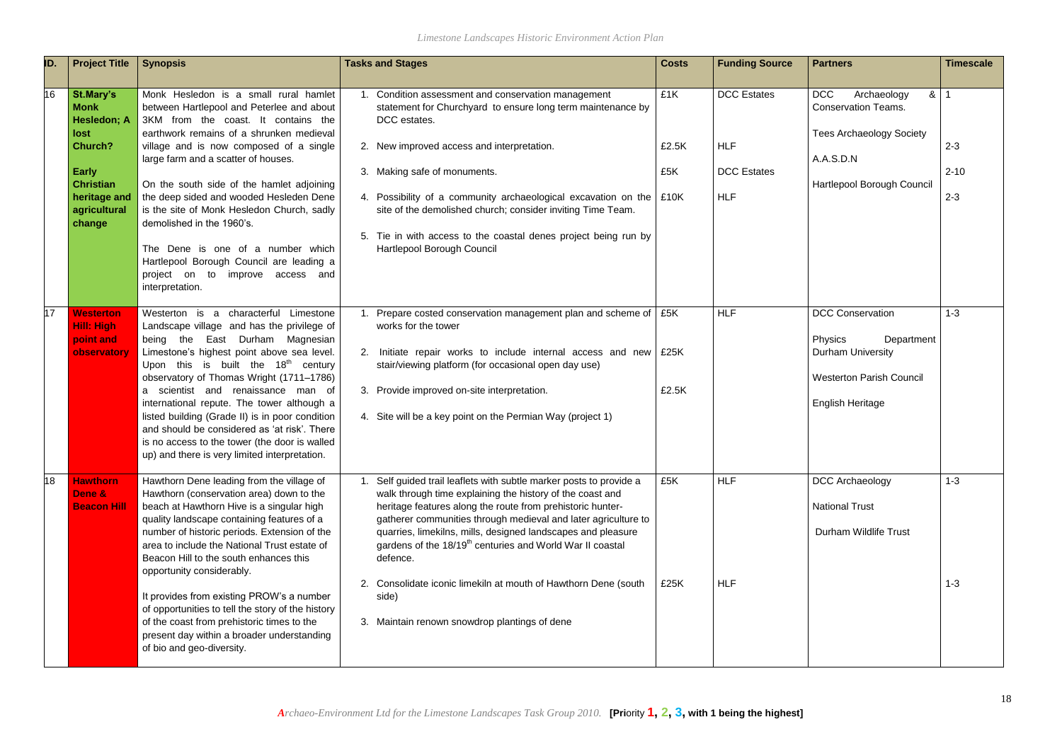| ID. | Project Title | Synopsis | Tasks and Stages | Costs | Funding Source | Partners | Timescale |
|---|---|---|---|---|---|---|---|
| 16 | **St.Mary's Monk Hesledon; A lost Church? Early Christian heritage and agricultural change** | Monk Hesledon is a small rural hamlet between Hartlepool and Peterlee and about 3KM from the coast. It contains the earthwork remains of a shrunken medieval village and is now composed of a single large farm and a scatter of houses.<br><br>On the south side of the hamlet adjoining the deep sided and wooded Hesleden Dene is the site of Monk Hesledon Church, sadly demolished in the 1960's.<br><br>The Dene is one of a number which Hartlepool Borough Council are leading a project on to improve access and interpretation. | 1. Condition assessment and conservation management statement for Churchyard to ensure long term maintenance by DCC estates.<br><br>2. New improved access and interpretation.<br><br>3. Making safe of monuments.<br><br>4. Possibility of a community archaeological excavation on the site of the demolished church; consider inviting Time Team.<br><br>5. Tie in with access to the coastal denes project being run by Hartlepool Borough Council | £1K<br><br>£2.5K<br><br>£5K<br><br>£10K | DCC Estates<br><br>HLF<br><br>DCC Estates<br><br>HLF | DCC Archaeology & Conservation Teams.<br><br>Tees Archaeology Society<br><br>A.A.S.D.N<br><br>Hartlepool Borough Council | 1<br><br>2-3<br><br>2-10<br><br>2-3 |
| 17 | **Westerton Hill: High point and observatory** | Westerton is a characterful Limestone Landscape village and has the privilege of being the East Durham Magnesian Limestone's highest point above sea level. Upon this is built the 18th century observatory of Thomas Wright (1711–1786) a scientist and renaissance man of international repute. The tower although a listed building (Grade II) is in poor condition and should be considered as 'at risk'. There is no access to the tower (the door is walled up) and there is very limited interpretation. | 1. Prepare costed conservation management plan and scheme of works for the tower<br><br>2. Initiate repair works to include internal access and new stair/viewing platform (for occasional open day use)<br><br>3. Provide improved on-site interpretation.<br><br>4. Site will be a key point on the Permian Way (project 1) | £5K<br><br>£25K<br><br>£2.5K | HLF | DCC Conservation<br><br>Physics Department Durham University<br><br>Westerton Parish Council<br><br>English Heritage | 1-3 |
| 18 | **Hawthorn Dene & Beacon Hill** | Hawthorn Dene leading from the village of Hawthorn (conservation area) down to the beach at Hawthorn Hive is a singular high quality landscape containing features of a number of historic periods. Extension of the area to include the National Trust estate of Beacon Hill to the south enhances this opportunity considerably.<br><br>It provides from existing PROW's a number of opportunities to tell the story of the history of the coast from prehistoric times to the present day within a broader understanding of bio and geo-diversity. | 1. Self guided trail leaflets with subtle marker posts to provide a walk through time explaining the history of the coast and heritage features along the route from prehistoric hunter-gatherer communities through medieval and later agriculture to quarries, limekilns, mills, designed landscapes and pleasure gardens of the 18/19th centuries and World War II coastal defence.<br><br>2. Consolidate iconic limekiln at mouth of Hawthorn Dene (south side)<br><br>3. Maintain renown snowdrop plantings of dene | £5K<br><br>£25K | HLF<br><br>HLF | DCC Archaeology<br><br>National Trust<br><br>Durham Wildlife Trust | 1-3<br><br>1-3 |

*Archaeo-Environment Ltd for the Limestone Landscapes Task Group 2010.* **[Priority 1, 2, 3, with 1 being the highest]**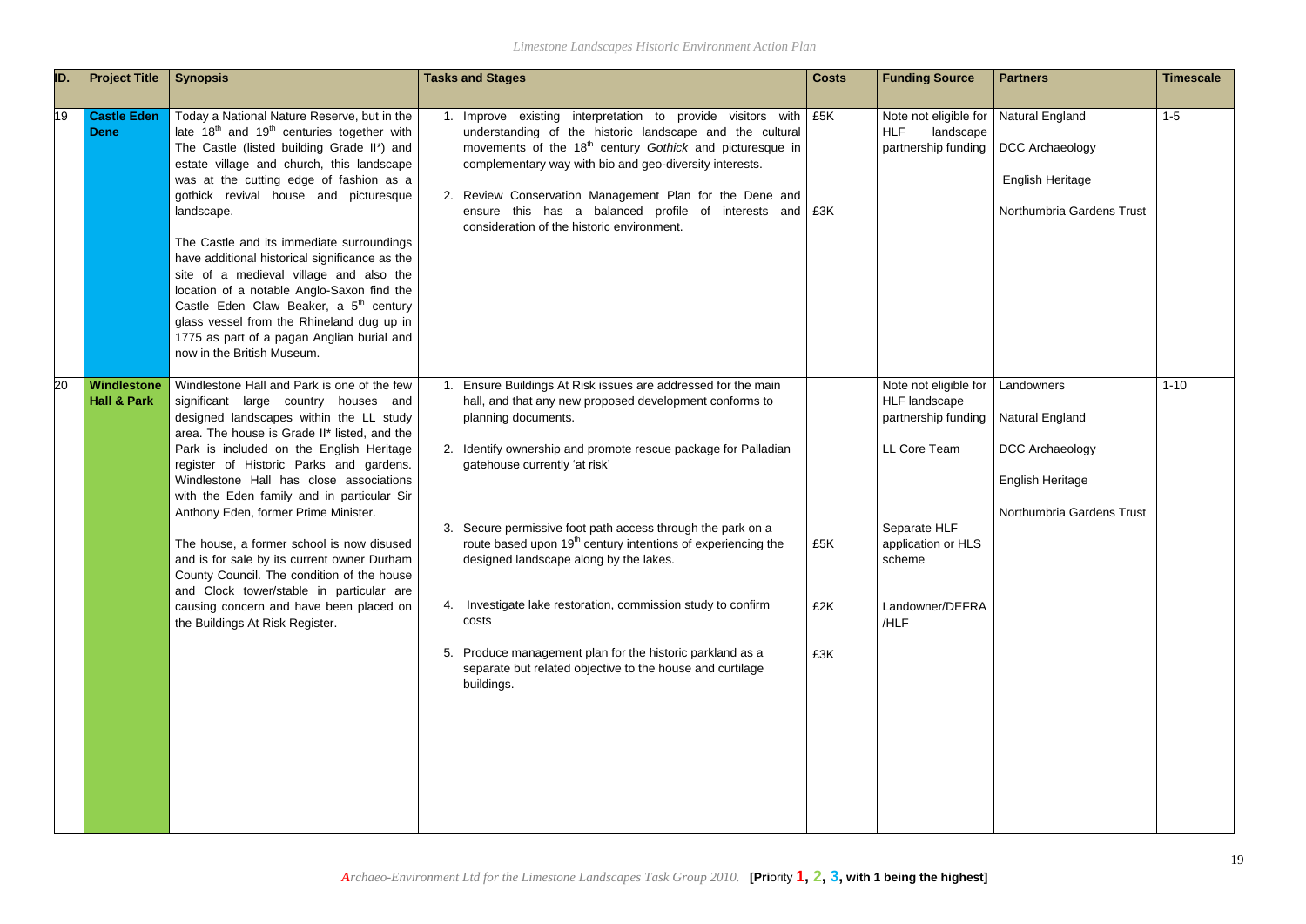| ID. | Project Title | Synopsis | Tasks and Stages | Costs | Funding Source | Partners | Timescale |
|---|---|---|---|---|---|---|---|
| 19 | **Castle Eden Dene** | Today a National Nature Reserve, but in the late 18th and 19th centuries together with The Castle (listed building Grade II*) and estate village and church, this landscape was at the cutting edge of fashion as a gothick revival house and picturesque landscape.<br><br>The Castle and its immediate surroundings have additional historical significance as the site of a medieval village and also the location of a notable Anglo-Saxon find the Castle Eden Claw Beaker, a 5th century glass vessel from the Rhineland dug up in 1775 as part of a pagan Anglian burial and now in the British Museum. | 1. Improve existing interpretation to provide visitors with understanding of the historic landscape and the cultural movements of the 18th century *Gothick* and picturesque in complementary way with bio and geo-diversity interests.<br><br>2. Review Conservation Management Plan for the Dene and ensure this has a balanced profile of interests and consideration of the historic environment. | £5K<br><br>£3K | Note not eligible for HLF landscape partnership funding | Natural England<br><br>DCC Archaeology<br><br>English Heritage<br><br>Northumbria Gardens Trust | 1-5 |
| 20 | **Windlestone Hall & Park** | Windlestone Hall and Park is one of the few significant large country houses and designed landscapes within the LL study area. The house is Grade II* listed, and the Park is included on the English Heritage register of Historic Parks and gardens. Windlestone Hall has close associations with the Eden family and in particular Sir Anthony Eden, former Prime Minister.<br><br>The house, a former school is now disused and is for sale by its current owner Durham County Council. The condition of the house and Clock tower/stable in particular are causing concern and have been placed on the Buildings At Risk Register. | 1. Ensure Buildings At Risk issues are addressed for the main hall, and that any new proposed development conforms to planning documents.<br><br>2. Identify ownership and promote rescue package for Palladian gatehouse currently 'at risk'<br><br>3. Secure permissive foot path access through the park on a route based upon 19th century intentions of experiencing the designed landscape along by the lakes.<br><br>4. Investigate lake restoration, commission study to confirm costs<br><br>5. Produce management plan for the historic parkland as a separate but related objective to the house and curtilage buildings. | <br><br><br><br>£5K<br><br>£2K<br><br>£3K | Note not eligible for HLF landscape partnership funding<br><br>LL Core Team<br><br>Separate HLF application or HLS scheme<br><br>Landowner/DEFRA /HLF | Landowners<br><br>Natural England<br><br>DCC Archaeology<br><br>English Heritage<br><br>Northumbria Gardens Trust | 1-10 |

*Archaeo-Environment Ltd for the Limestone Landscapes Task Group 2010.* **[Priority 1, 2, 3, with 1 being the highest]**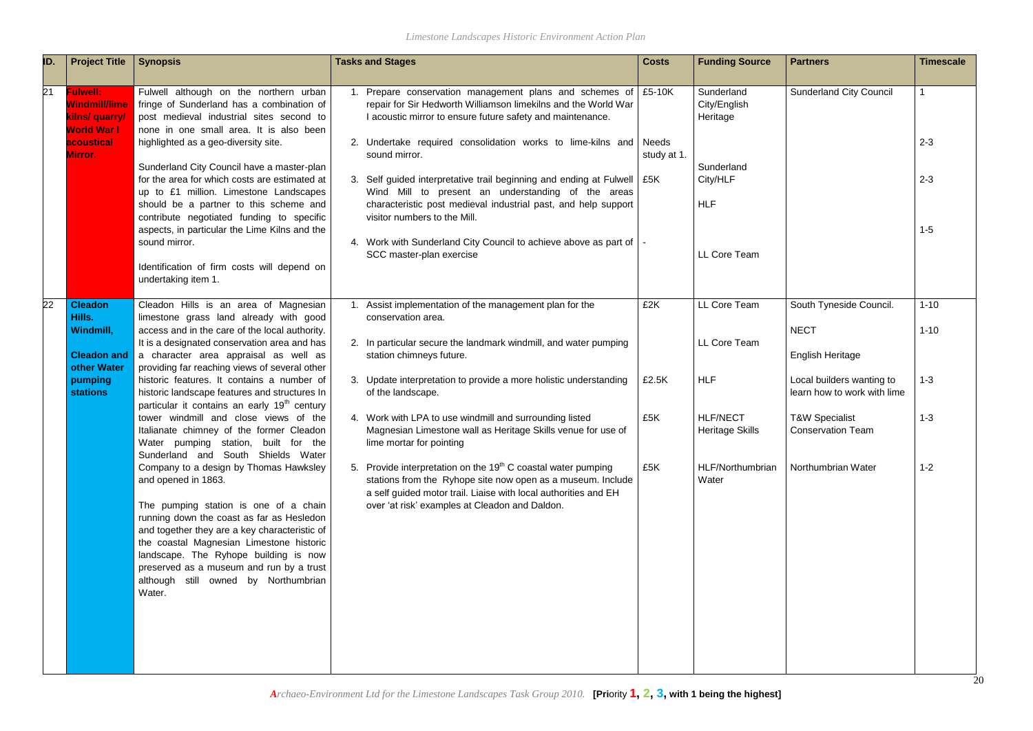| ID. | Project Title | Synopsis | Tasks and Stages | Costs | Funding Source | Partners | Timescale |
|---|---|---|---|---|---|---|---|
| 21 | **Fulwell: Windmill/lime kilns/ quarry/ World War I acoustical Mirror.** | Fulwell although on the northern urban fringe of Sunderland has a combination of post medieval industrial sites second to none in one small area. It is also been highlighted as a geo-diversity site.<br><br>Sunderland City Council have a master-plan for the area for which costs are estimated at up to £1 million. Limestone Landscapes should be a partner to this scheme and contribute negotiated funding to specific aspects, in particular the Lime Kilns and the sound mirror.<br><br>Identification of firm costs will depend on undertaking item 1. | 1. Prepare conservation management plans and schemes of repair for Sir Hedworth Williamson limekilns and the World War I acoustic mirror to ensure future safety and maintenance.<br><br>2. Undertake required consolidation works to lime-kilns and sound mirror.<br><br>3. Self guided interpretative trail beginning and ending at Fulwell Wind Mill to present an understanding of the areas characteristic post medieval industrial past, and help support visitor numbers to the Mill.<br><br>4. Work with Sunderland City Council to achieve above as part of SCC master-plan exercise | £5-10K<br><br>Needs study at 1.<br><br>£5K<br><br>- | Sunderland City/English Heritage<br><br>Sunderland City/HLF<br><br>HLF<br><br>LL Core Team | Sunderland City Council | 1<br><br>2-3<br><br>2-3<br><br>1-5 |
| 22 | **Cleadon Hills. Windmill, Cleadon and other Water pumping stations** | Cleadon Hills is an area of Magnesian limestone grass land already with good access and in the care of the local authority. It is a designated conservation area and has a character area appraisal as well as providing far reaching views of several other historic features. It contains a number of historic landscape features and structures In particular it contains an early 19th century tower windmill and close views of the Italianate chimney of the former Cleadon Water pumping station, built for the Sunderland and South Shields Water Company to a design by Thomas Hawksley and opened in 1863.<br><br>The pumping station is one of a chain running down the coast as far as Hesledon and together they are a key characteristic of the coastal Magnesian Limestone historic landscape. The Ryhope building is now preserved as a museum and run by a trust although still owned by Northumbrian Water. | 1. Assist implementation of the management plan for the conservation area.<br><br>2. In particular secure the landmark windmill, and water pumping station chimneys future.<br><br>3. Update interpretation to provide a more holistic understanding of the landscape.<br><br>4. Work with LPA to use windmill and surrounding listed Magnesian Limestone wall as Heritage Skills venue for use of lime mortar for pointing<br><br>5. Provide interpretation on the 19th C coastal water pumping stations from the Ryhope site now open as a museum. Include a self guided motor trail. Liaise with local authorities and EH over 'at risk' examples at Cleadon and Daldon. | £2K<br><br><br><br>£2.5K<br><br>£5K<br><br>£5K | LL Core Team<br><br>LL Core Team<br><br>HLF<br><br>HLF/NECT Heritage Skills<br><br>HLF/Northumbrian Water | South Tyneside Council.<br><br>NECT<br><br>English Heritage<br><br>Local builders wanting to learn how to work with lime<br><br>T&W Specialist Conservation Team<br><br>Northumbrian Water | 1-10<br><br>1-10<br><br>1-3<br><br>1-3<br><br>1-2 |

*Archaeo-Environment Ltd for the Limestone Landscapes Task Group 2010.* **[Priority 1, 2, 3, with 1 being the highest]**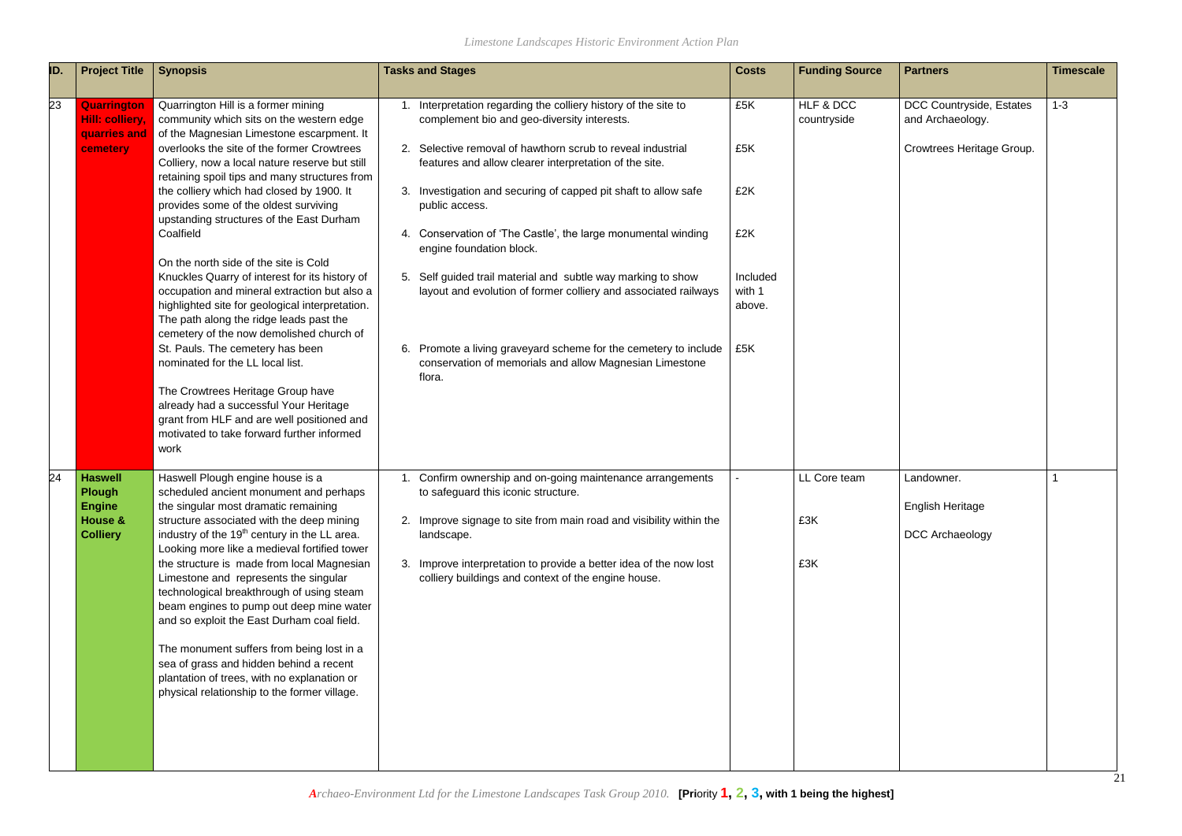| ID. | Project Title | Synopsis | Tasks and Stages | Costs | Funding Source | Partners | Timescale |
|---|---|---|---|---|---|---|---|
| 23 | **Quarrington Hill: colliery, quarries and cemetery** | Quarrington Hill is a former mining community which sits on the western edge of the Magnesian Limestone escarpment. It overlooks the site of the former Crowtrees Colliery, now a local nature reserve but still retaining spoil tips and many structures from the colliery which had closed by 1900. It provides some of the oldest surviving upstanding structures of the East Durham Coalfield<br><br>On the north side of the site is Cold Knuckles Quarry of interest for its history of occupation and mineral extraction but also a highlighted site for geological interpretation. The path along the ridge leads past the cemetery of the now demolished church of St. Pauls. The cemetery has been nominated for the LL local list.<br><br>The Crowtrees Heritage Group have already had a successful Your Heritage grant from HLF and are well positioned and motivated to take forward further informed work | 1. Interpretation regarding the colliery history of the site to complement bio and geo-diversity interests.<br><br>2. Selective removal of hawthorn scrub to reveal industrial features and allow clearer interpretation of the site.<br><br>3. Investigation and securing of capped pit shaft to allow safe public access.<br><br>4. Conservation of 'The Castle', the large monumental winding engine foundation block.<br><br>5. Self guided trail material and subtle way marking to show layout and evolution of former colliery and associated railways<br><br>6. Promote a living graveyard scheme for the cemetery to include conservation of memorials and allow Magnesian Limestone flora. | £5K<br><br>£5K<br><br>£2K<br><br>£2K<br><br>Included with 1 above.<br><br>£5K | HLF & DCC countryside | DCC Countryside, Estates and Archaeology.<br><br>Crowtrees Heritage Group. | 1-3 |
| 24 | **Haswell Plough Engine House & Colliery** | Haswell Plough engine house is a scheduled ancient monument and perhaps the singular most dramatic remaining structure associated with the deep mining industry of the 19th century in the LL area. Looking more like a medieval fortified tower the structure is made from local Magnesian Limestone and represents the singular technological breakthrough of using steam beam engines to pump out deep mine water and so exploit the East Durham coal field.<br><br>The monument suffers from being lost in a sea of grass and hidden behind a recent plantation of trees, with no explanation or physical relationship to the former village. | 1. Confirm ownership and on-going maintenance arrangements to safeguard this iconic structure.<br><br>2. Improve signage to site from main road and visibility within the landscape.<br><br>3. Improve interpretation to provide a better idea of the now lost colliery buildings and context of the engine house. | - | LL Core team<br><br>£3K<br><br>£3K | Landowner.<br><br>English Heritage<br><br>DCC Archaeology | 1 |

*Archaeo-Environment Ltd for the Limestone Landscapes Task Group 2010.* **[Priority 1, 2, 3, with 1 being the highest]**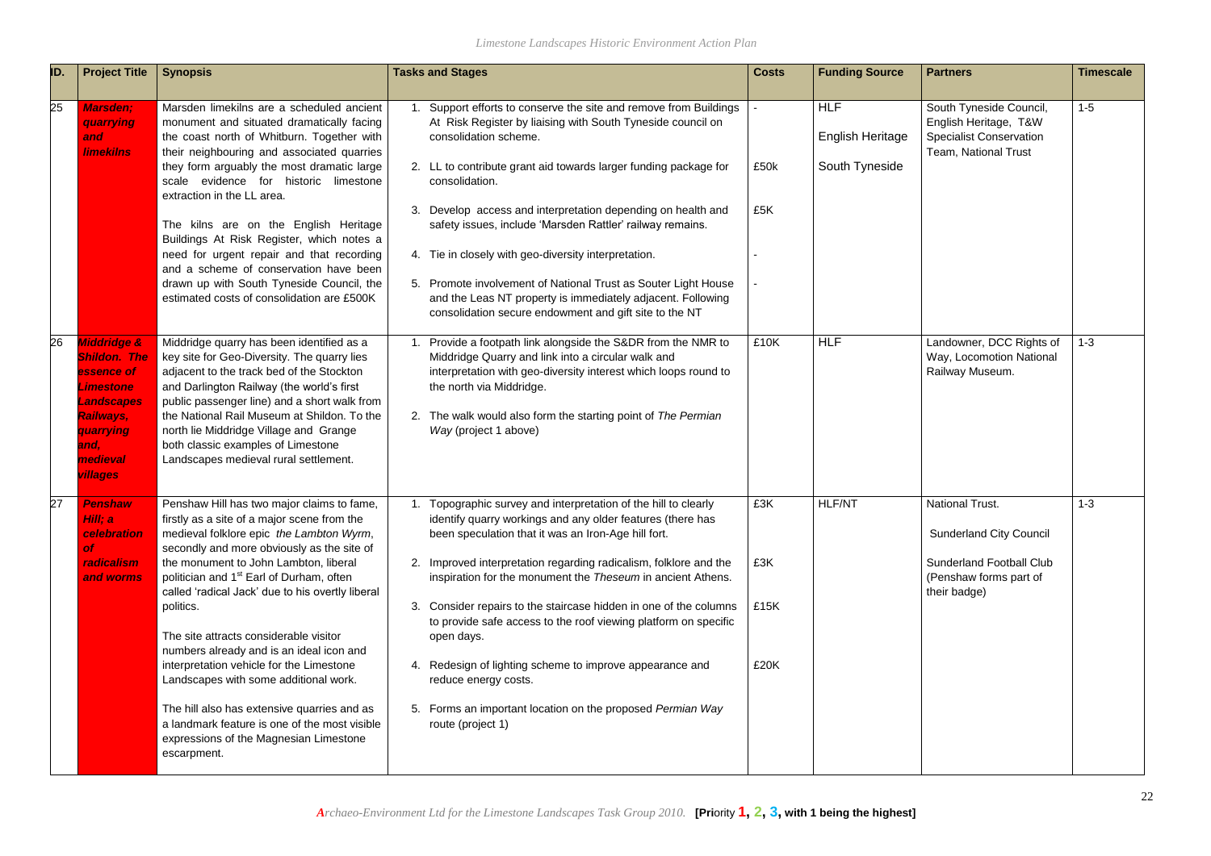| ID. | Project Title | Synopsis | Tasks and Stages | Costs | Funding Source | Partners | Timescale |
|---|---|---|---|---|---|---|---|
| 25 | ***Marsden; quarrying and limekilns*** | Marsden limekilns are a scheduled ancient monument and situated dramatically facing the coast north of Whitburn. Together with their neighbouring and associated quarries they form arguably the most dramatic large scale evidence for historic limestone extraction in the LL area.<br><br>The kilns are on the English Heritage Buildings At Risk Register, which notes a need for urgent repair and that recording and a scheme of conservation have been drawn up with South Tyneside Council, the estimated costs of consolidation are £500K | 1. Support efforts to conserve the site and remove from Buildings At Risk Register by liaising with South Tyneside council on consolidation scheme.<br><br>2. LL to contribute grant aid towards larger funding package for consolidation.<br><br>3. Develop access and interpretation depending on health and safety issues, include 'Marsden Rattler' railway remains.<br><br>4. Tie in closely with geo-diversity interpretation.<br><br>5. Promote involvement of National Trust as Souter Light House and the Leas NT property is immediately adjacent. Following consolidation secure endowment and gift site to the NT | -<br><br>£50k<br><br>£5K<br><br>-<br><br>- | HLF<br><br>English Heritage<br><br>South Tyneside | South Tyneside Council, English Heritage, T&W Specialist Conservation Team, National Trust | 1-5 |
| 26 | ***Middridge & Shildon. The essence of Limestone Landscapes Railways, quarrying and, medieval villages*** | Middridge quarry has been identified as a key site for Geo-Diversity. The quarry lies adjacent to the track bed of the Stockton and Darlington Railway (the world's first public passenger line) and a short walk from the National Rail Museum at Shildon. To the north lie Middridge Village and Grange both classic examples of Limestone Landscapes medieval rural settlement. | 1. Provide a footpath link alongside the S&DR from the NMR to Middridge Quarry and link into a circular walk and interpretation with geo-diversity interest which loops round to the north via Middridge.<br><br>2. The walk would also form the starting point of *The Permian Way* (project 1 above) | £10K | HLF | Landowner, DCC Rights of Way, Locomotion National Railway Museum. | 1-3 |
| 27 | ***Penshaw Hill; a celebration of radicalism and worms*** | Penshaw Hill has two major claims to fame, firstly as a site of a major scene from the medieval folklore epic *the Lambton Wyrm*, secondly and more obviously as the site of the monument to John Lambton, liberal politician and 1st Earl of Durham, often called 'radical Jack' due to his overtly liberal politics.<br><br>The site attracts considerable visitor numbers already and is an ideal icon and interpretation vehicle for the Limestone Landscapes with some additional work.<br><br>The hill also has extensive quarries and as a landmark feature is one of the most visible expressions of the Magnesian Limestone escarpment. | 1. Topographic survey and interpretation of the hill to clearly identify quarry workings and any older features (there has been speculation that it was an Iron-Age hill fort.<br><br>2. Improved interpretation regarding radicalism, folklore and the inspiration for the monument the *Theseum* in ancient Athens.<br><br>3. Consider repairs to the staircase hidden in one of the columns to provide safe access to the roof viewing platform on specific open days.<br><br>4. Redesign of lighting scheme to improve appearance and reduce energy costs.<br><br>5. Forms an important location on the proposed *Permian Way* route (project 1) | £3K<br><br>£3K<br><br>£15K<br><br>£20K | HLF/NT | National Trust.<br><br>Sunderland City Council<br><br>Sunderland Football Club (Penshaw forms part of their badge) | 1-3 |

*Archaeo-Environment Ltd for the Limestone Landscapes Task Group 2010.* **[Priority 1, 2, 3, with 1 being the highest]**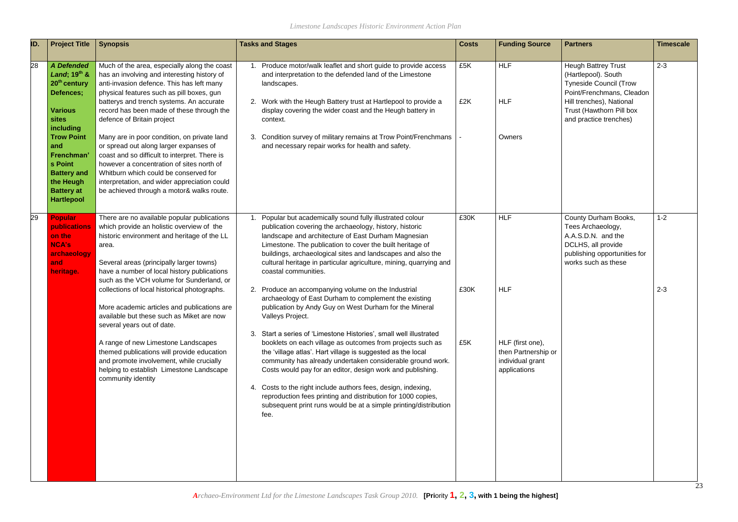| ID. | Project Title | Synopsis | Tasks and Stages | Costs | Funding Source | Partners | Timescale |
|---|---|---|---|---|---|---|---|
| 28 | ***A Defended Land*; 19th & 20th century Defences; Various sites including Trow Point and Frenchman's Point Battery and the Heugh Battery at Hartlepool** | Much of the area, especially along the coast has an involving and interesting history of anti-invasion defence. This has left many physical features such as pill boxes, gun batterys and trench systems. An accurate record has been made of these through the defence of Britain project<br><br>Many are in poor condition, on private land or spread out along larger expanses of coast and so difficult to interpret. There is however a concentration of sites north of Whitburn which could be conserved for interpretation, and wider appreciation could be achieved through a motor& walks route. | 1. Produce motor/walk leaflet and short guide to provide access and interpretation to the defended land of the Limestone landscapes.<br><br>2. Work with the Heugh Battery trust at Hartlepool to provide a display covering the wider coast and the Heugh battery in context.<br><br>3. Condition survey of military remains at Trow Point/Frenchmans and necessary repair works for health and safety. | £5K<br><br>£2K<br><br>- | HLF<br><br>HLF<br><br>Owners | Heugh Battrey Trust (Hartlepool). South Tyneside Council (Trow Point/Frenchmans, Cleadon Hill trenches), National Trust (Hawthorn Pill box and practice trenches) | 2-3 |
| 29 | **Popular publications on the NCA's archaeology and heritage.** | There are no available popular publications which provide an holistic overview of the historic environment and heritage of the LL area.<br><br>Several areas (principally larger towns) have a number of local history publications such as the VCH volume for Sunderland, or collections of local historical photographs.<br><br>More academic articles and publications are available but these such as Miket are now several years out of date.<br><br>A range of new Limestone Landscapes themed publications will provide education and promote involvement, while crucially helping to establish Limestone Landscape community identity | 1. Popular but academically sound fully illustrated colour publication covering the archaeology, history, historic landscape and architecture of East Durham Magnesian Limestone. The publication to cover the built heritage of buildings, archaeological sites and landscapes and also the cultural heritage in particular agriculture, mining, quarrying and coastal communities.<br><br>2. Produce an accompanying volume on the Industrial archaeology of East Durham to complement the existing publication by Andy Guy on West Durham for the Mineral Valleys Project.<br><br>3. Start a series of 'Limestone Histories', small well illustrated booklets on each village as outcomes from projects such as the 'village atlas'. Hart village is suggested as the local community has already undertaken considerable ground work. Costs would pay for an editor, design work and publishing.<br><br>4. Costs to the right include authors fees, design, indexing, reproduction fees printing and distribution for 1000 copies, subsequent print runs would be at a simple printing/distribution fee. | £30K<br><br>£30K<br><br>£5K | HLF<br><br>HLF<br><br>HLF (first one), then Partnership or individual grant applications | County Durham Books, Tees Archaeology, A.A.S.D.N. and the DCLHS, all provide publishing opportunities for works such as these | 1-2<br><br>2-3 |

*Archaeo-Environment Ltd for the Limestone Landscapes Task Group 2010.* **[Priority 1, 2, 3, with 1 being the highest]**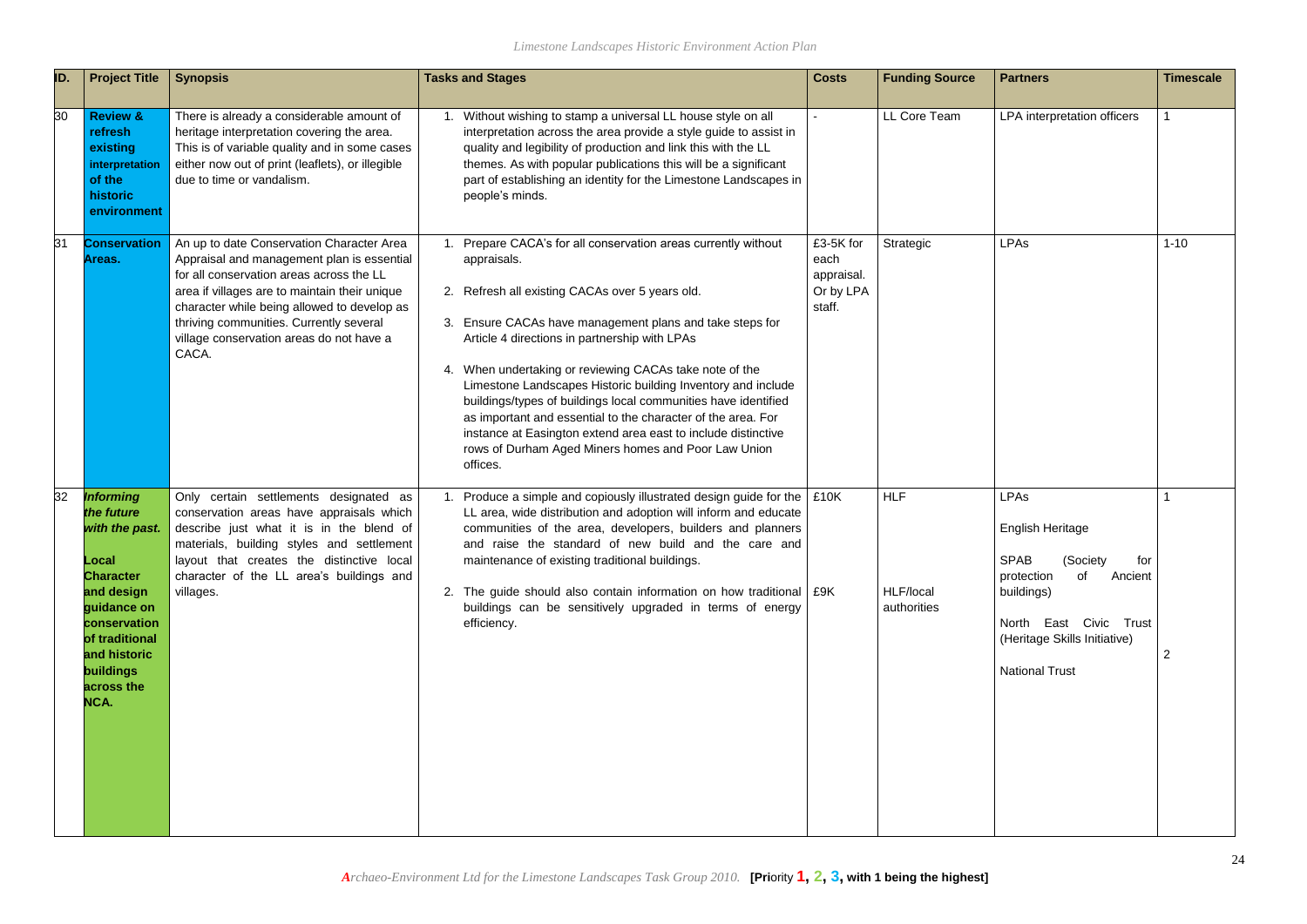| ID. | Project Title | Synopsis | Tasks and Stages | Costs | Funding Source | Partners | Timescale |
|---|---|---|---|---|---|---|---|
| 30 | **Review & refresh existing interpretation of the historic environment** | There is already a considerable amount of heritage interpretation covering the area. This is of variable quality and in some cases either now out of print (leaflets), or illegible due to time or vandalism. | 1. Without wishing to stamp a universal LL house style on all interpretation across the area provide a style guide to assist in quality and legibility of production and link this with the LL themes. As with popular publications this will be a significant part of establishing an identity for the Limestone Landscapes in people's minds. | - | LL Core Team | LPA interpretation officers | 1 |
| 31 | **Conservation Areas.** | An up to date Conservation Character Area Appraisal and management plan is essential for all conservation areas across the LL area if villages are to maintain their unique character while being allowed to develop as thriving communities. Currently several village conservation areas do not have a CACA. | 1. Prepare CACA's for all conservation areas currently without appraisals.<br><br>2. Refresh all existing CACAs over 5 years old.<br><br>3. Ensure CACAs have management plans and take steps for Article 4 directions in partnership with LPAs<br><br>4. When undertaking or reviewing CACAs take note of the Limestone Landscapes Historic building Inventory and include buildings/types of buildings local communities have identified as important and essential to the character of the area. For instance at Easington extend area east to include distinctive rows of Durham Aged Miners homes and Poor Law Union offices. | £3-5K for each appraisal. Or by LPA staff. | Strategic | LPAs | 1-10 |
| 32 | ***Informing the future with the past.*** <br><br>**Local Character and design guidance on conservation of traditional and historic buildings across the NCA.** | Only certain settlements designated as conservation areas have appraisals which describe just what it is in the blend of materials, building styles and settlement layout that creates the distinctive local character of the LL area's buildings and villages. | 1. Produce a simple and copiously illustrated design guide for the LL area, wide distribution and adoption will inform and educate communities of the area, developers, builders and planners and raise the standard of new build and the care and maintenance of existing traditional buildings.<br><br>2. The guide should also contain information on how traditional buildings can be sensitively upgraded in terms of energy efficiency. | £10K<br><br>£9K | HLF<br><br>HLF/local authorities | LPAs<br><br>English Heritage<br><br>SPAB (Society for protection of Ancient buildings)<br><br>North East Civic Trust (Heritage Skills Initiative)<br><br>National Trust | 1<br><br>2 |

*Archaeo-Environment Ltd for the Limestone Landscapes Task Group 2010.* **[Priority 1, 2, 3, with 1 being the highest]**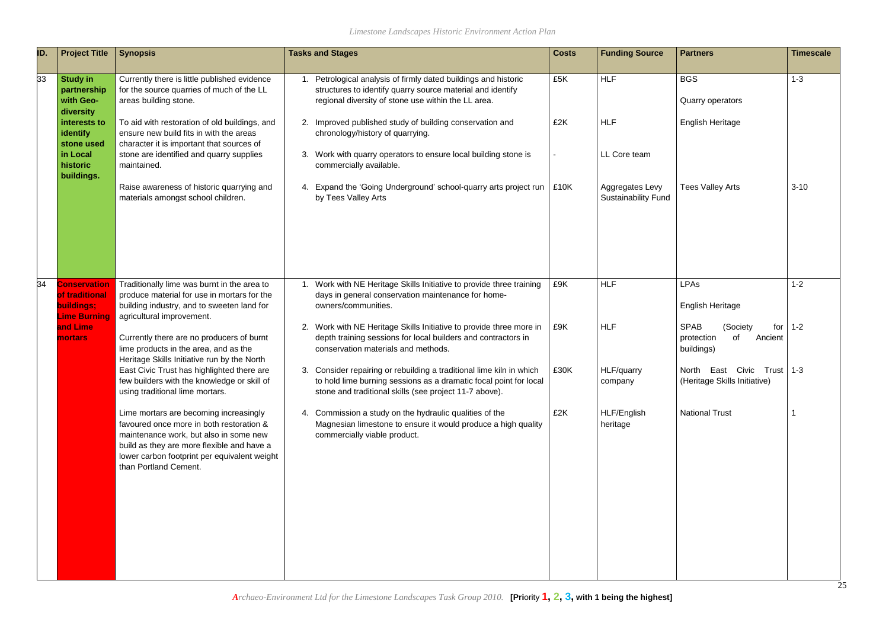| ID. | Project Title | Synopsis | Tasks and Stages | Costs | Funding Source | Partners | Timescale |
|---|---|---|---|---|---|---|---|
| 33 | **Study in partnership with Geo-diversity interests to identify stone used in Local historic buildings.** | Currently there is little published evidence for the source quarries of much of the LL areas building stone. | 1. Petrological analysis of firmly dated buildings and historic structures to identify quarry source material and identify regional diversity of stone use within the LL area. | £5K | HLF | BGS<br><br>Quarry operators | 1-3 |
| | | To aid with restoration of old buildings, and ensure new build fits in with the areas character it is important that sources of stone are identified and quarry supplies maintained. | 2. Improved published study of building conservation and chronology/history of quarrying. | £2K | HLF | English Heritage | |
| | | | 3. Work with quarry operators to ensure local building stone is commercially available. | - | LL Core team | | |
| | | Raise awareness of historic quarrying and materials amongst school children. | 4. Expand the 'Going Underground' school-quarry arts project run by Tees Valley Arts | £10K | Aggregates Levy Sustainability Fund | Tees Valley Arts | 3-10 |
| 34 | **Conservation of traditional buildings; Lime Burning and Lime mortars** | Traditionally lime was burnt in the area to produce material for use in mortars for the building industry, and to sweeten land for agricultural improvement. | 1. Work with NE Heritage Skills Initiative to provide three training days in general conservation maintenance for home-owners/communities. | £9K | HLF | LPAs<br><br>English Heritage | 1-2 |
| | | Currently there are no producers of burnt lime products in the area, and as the Heritage Skills Initiative run by the North East Civic Trust has highlighted there are few builders with the knowledge or skill of using traditional lime mortars. | 2. Work with NE Heritage Skills Initiative to provide three more in depth training sessions for local builders and contractors in conservation materials and methods. | £9K | HLF | SPAB (Society for protection of Ancient buildings) | 1-2 |
| | | | 3. Consider repairing or rebuilding a traditional lime kiln in which to hold lime burning sessions as a dramatic focal point for local stone and traditional skills (see project 11-7 above). | £30K | HLF/quarry company | North East Civic Trust (Heritage Skills Initiative) | 1-3 |
| | | Lime mortars are becoming increasingly favoured once more in both restoration & maintenance work, but also in some new build as they are more flexible and have a lower carbon footprint per equivalent weight than Portland Cement. | 4. Commission a study on the hydraulic qualities of the Magnesian limestone to ensure it would produce a high quality commercially viable product. | £2K | HLF/English heritage | National Trust | 1 |

*Archaeo-Environment Ltd for the Limestone Landscapes Task Group 2010.* **[Priority 1, 2, 3, with 1 being the highest]**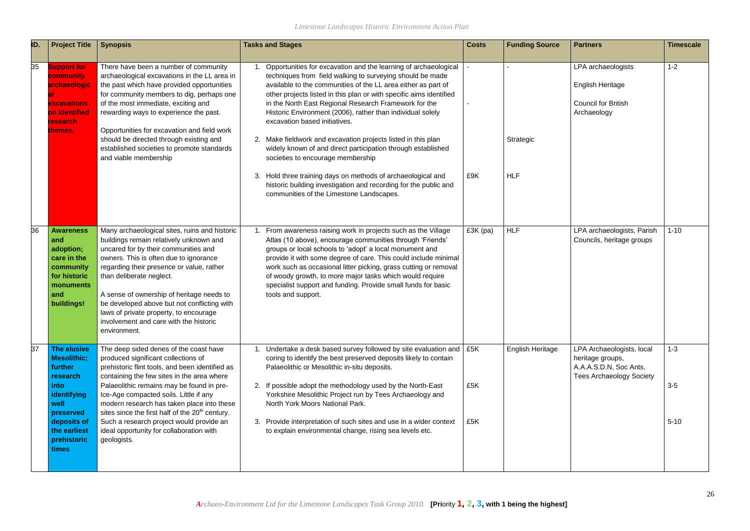| ID. | Project Title | Synopsis | Tasks and Stages | Costs | Funding Source | Partners | Timescale |
|---|---|---|---|---|---|---|---|
| 35 | **Support for community archaeological excavations on identified research themes.** | There have been a number of community archaeological excavations in the LL area in the past which have provided opportunities for community members to dig, perhaps one of the most immediate, exciting and rewarding ways to experience the past.<br><br>Opportunities for excavation and field work should be directed through existing and established societies to promote standards and viable membership | 1. Opportunities for excavation and the learning of archaeological techniques from field walking to surveying should be made available to the communities of the LL area either as part of other projects listed in this plan or with specific aims identified in the North East Regional Research Framework for the Historic Environment (2006), rather than individual solely excavation based initiatives.<br><br>2. Make fieldwork and excavation projects listed in this plan widely known of and direct participation through established societies to encourage membership<br><br>3. Hold three training days on methods of archaeological and historic building investigation and recording for the public and communities of the Limestone Landscapes. | -<br><br>-<br><br>£9K | -<br><br>Strategic<br><br>HLF | LPA archaeologists<br><br>English Heritage<br><br>Council for British Archaeology | 1-2 |
| 36 | **Awareness and adoption; care in the community for historic monuments and buildings!** | Many archaeological sites, ruins and historic buildings remain relatively unknown and uncared for by their communities and owners. This is often due to ignorance regarding their presence or value, rather than deliberate neglect.<br><br>A sense of ownership of heritage needs to be developed above but not conflicting with laws of private property, to encourage involvement and care with the historic environment. | 1. From awareness raising work in projects such as the Village Atlas (10 above), encourage communities through 'Friends' groups or local schools to 'adopt' a local monument and provide it with some degree of care. This could include minimal work such as occasional litter picking, grass cutting or removal of woody growth, to more major tasks which would require specialist support and funding. Provide small funds for basic tools and support. | £3K (pa) | HLF | LPA archaeologists, Parish Councils, heritage groups | 1-10 |
| 37 | **The elusive Mesolithic; further research into identifying well preserved deposits of the earliest prehistoric times** | The deep sided denes of the coast have produced significant collections of prehistoric flint tools, and been identified as containing the few sites in the area where Palaeolithic remains may be found in pre-Ice-Age compacted soils. Little if any modern research has taken place into these sites since the first half of the 20th century. Such a research project would provide an ideal opportunity for collaboration with geologists. | 1. Undertake a desk based survey followed by site evaluation and coring to identify the best preserved deposits likely to contain Palaeolithic or Mesolithic in-situ deposits.<br><br>2. If possible adopt the methodology used by the North-East Yorkshire Mesolithic Project run by Tees Archaeology and North York Moors National Park.<br><br>3. Provide interpretation of such sites and use in a wider context to explain environmental change, rising sea levels etc. | £5K<br><br>£5K<br><br>£5K | English Heritage | LPA Archaeologists, local heritage groups, A.A.A.S.D.N, Soc Ants, Tees Archaeology Society | 1-3<br><br>3-5<br><br>5-10 |

*Archaeo-Environment Ltd for the Limestone Landscapes Task Group 2010.* **[Priority 1, 2, 3, with 1 being the highest]**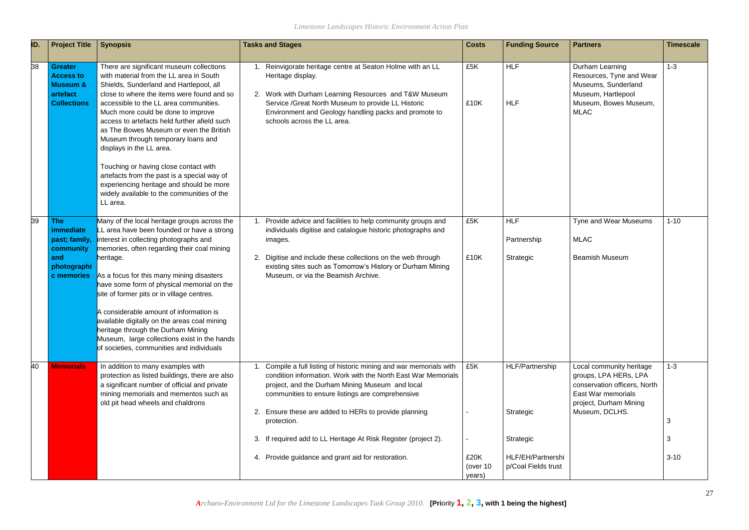| ID. | Project Title | Synopsis | Tasks and Stages | Costs | Funding Source | Partners | Timescale |
|---|---|---|---|---|---|---|---|
| 38 | **Greater Access to Museum & artefact Collections** | There are significant museum collections with material from the LL area in South Shields, Sunderland and Hartlepool, all close to where the items were found and so accessible to the LL area communities. Much more could be done to improve access to artefacts held further afield such as The Bowes Museum or even the British Museum through temporary loans and displays in the LL area.<br><br>Touching or having close contact with artefacts from the past is a special way of experiencing heritage and should be more widely available to the communities of the LL area. | 1. Reinvigorate heritage centre at Seaton Holme with an LL Heritage display.<br><br>2. Work with Durham Learning Resources and T&W Museum Service /Great North Museum to provide LL Historic Environment and Geology handling packs and promote to schools across the LL area. | £5K<br><br>£10K | HLF<br><br>HLF | Durham Learning Resources, Tyne and Wear Museums, Sunderland Museum, Hartlepool Museum, Bowes Museum, MLAC | 1-3 |
| 39 | **The immediate past; family, community and photographic memories** | Many of the local heritage groups across the LL area have been founded or have a strong interest in collecting photographs and memories, often regarding their coal mining heritage.<br><br>As a focus for this many mining disasters have some form of physical memorial on the site of former pits or in village centres.<br><br>A considerable amount of information is available digitally on the areas coal mining heritage through the Durham Mining Museum, large collections exist in the hands of societies, communities and individuals | 1. Provide advice and facilities to help community groups and individuals digitise and catalogue historic photographs and images.<br><br>2. Digitise and include these collections on the web through existing sites such as Tomorrow's History or Durham Mining Museum, or via the Beamish Archive. | £5K<br><br>£10K | HLF<br><br>Partnership<br><br>Strategic | Tyne and Wear Museums<br><br>MLAC<br><br>Beamish Museum | 1-10 |
| 40 | **Memorials** | In addition to many examples with protection as listed buildings, there are also a significant number of official and private mining memorials and mementos such as old pit head wheels and chaldrons | 1. Compile a full listing of historic mining and war memorials with condition information. Work with the North East War Memorials project, and the Durham Mining Museum and local communities to ensure listings are comprehensive<br><br>2. Ensure these are added to HERs to provide planning protection.<br><br>3. If required add to LL Heritage At Risk Register (project 2).<br><br>4. Provide guidance and grant aid for restoration. | £5K<br><br>-<br><br>-<br><br>£20K (over 10 years) | HLF/Partnership<br><br>Strategic<br><br>Strategic<br><br>HLF/EH/Partnership/Coal Fields trust | Local community heritage groups, LPA HERs, LPA conservation officers, North East War memorials project, Durham Mining Museum, DCLHS. | 1-3<br><br>3<br><br>3<br><br>3-10 |

*Archaeo-Environment Ltd for the Limestone Landscapes Task Group 2010.* **[Priority 1, 2, 3, with 1 being the highest]**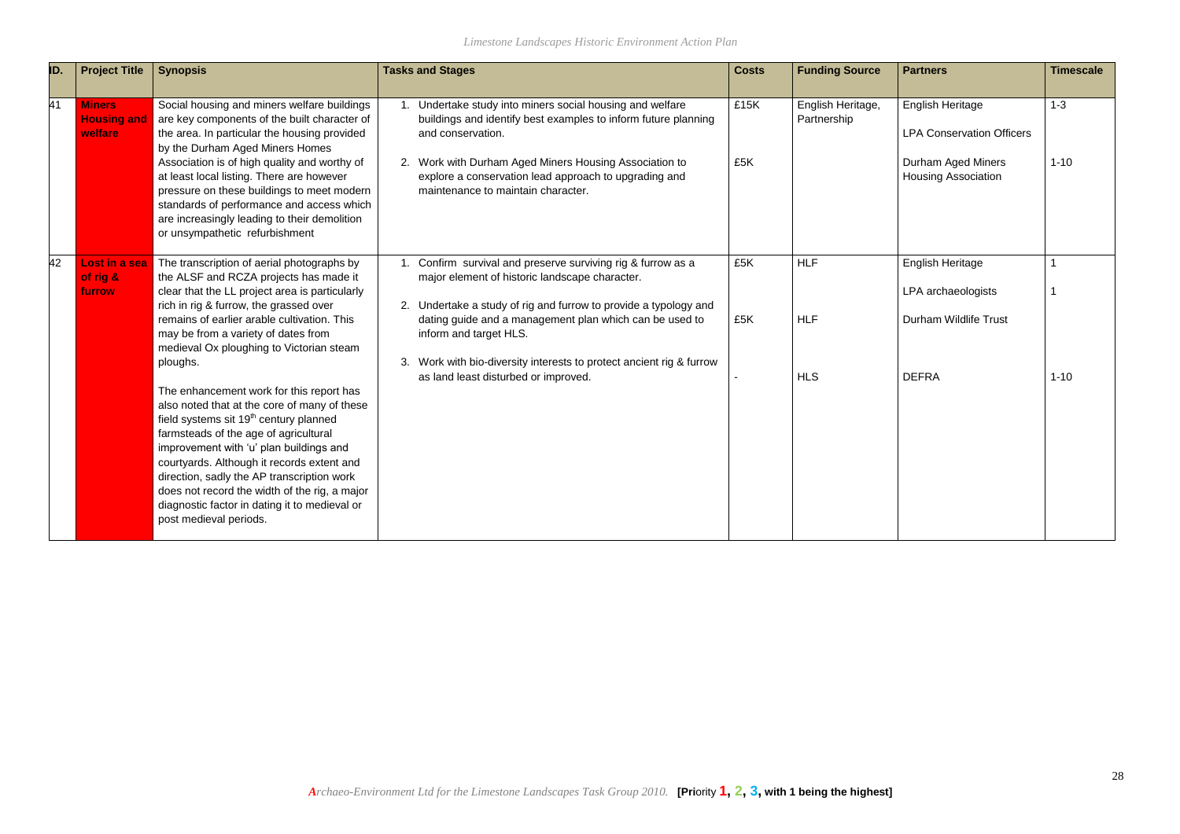| ID. | Project Title | Synopsis | Tasks and Stages | Costs | Funding Source | Partners | Timescale |
|---|---|---|---|---|---|---|---|
| 41 | **Miners Housing and welfare** | Social housing and miners welfare buildings are key components of the built character of the area. In particular the housing provided by the Durham Aged Miners Homes Association is of high quality and worthy of at least local listing. There are however pressure on these buildings to meet modern standards of performance and access which are increasingly leading to their demolition or unsympathetic refurbishment | 1. Undertake study into miners social housing and welfare buildings and identify best examples to inform future planning and conservation.<br><br>2. Work with Durham Aged Miners Housing Association to explore a conservation lead approach to upgrading and maintenance to maintain character. | £15K<br><br>£5K | English Heritage, Partnership | English Heritage<br><br>LPA Conservation Officers<br><br>Durham Aged Miners Housing Association | 1-3<br><br>1-10 |
| 42 | **Lost in a sea of rig & furrow** | The transcription of aerial photographs by the ALSF and RCZA projects has made it clear that the LL project area is particularly rich in rig & furrow, the grassed over remains of earlier arable cultivation. This may be from a variety of dates from medieval Ox ploughing to Victorian steam ploughs.<br><br>The enhancement work for this report has also noted that at the core of many of these field systems sit 19th century planned farmsteads of the age of agricultural improvement with 'u' plan buildings and courtyards. Although it records extent and direction, sadly the AP transcription work does not record the width of the rig, a major diagnostic factor in dating it to medieval or post medieval periods. | 1. Confirm survival and preserve surviving rig & furrow as a major element of historic landscape character.<br><br>2. Undertake a study of rig and furrow to provide a typology and dating guide and a management plan which can be used to inform and target HLS.<br><br>3. Work with bio-diversity interests to protect ancient rig & furrow as land least disturbed or improved. | £5K<br><br>£5K<br><br>- | HLF<br><br>HLF<br><br>HLS | English Heritage<br><br>LPA archaeologists<br><br>Durham Wildlife Trust<br><br>DEFRA | 1<br><br>1<br><br>1-10 |

*Archaeo-Environment Ltd for the Limestone Landscapes Task Group 2010.* **[Priority 1, 2, 3, with 1 being the highest]**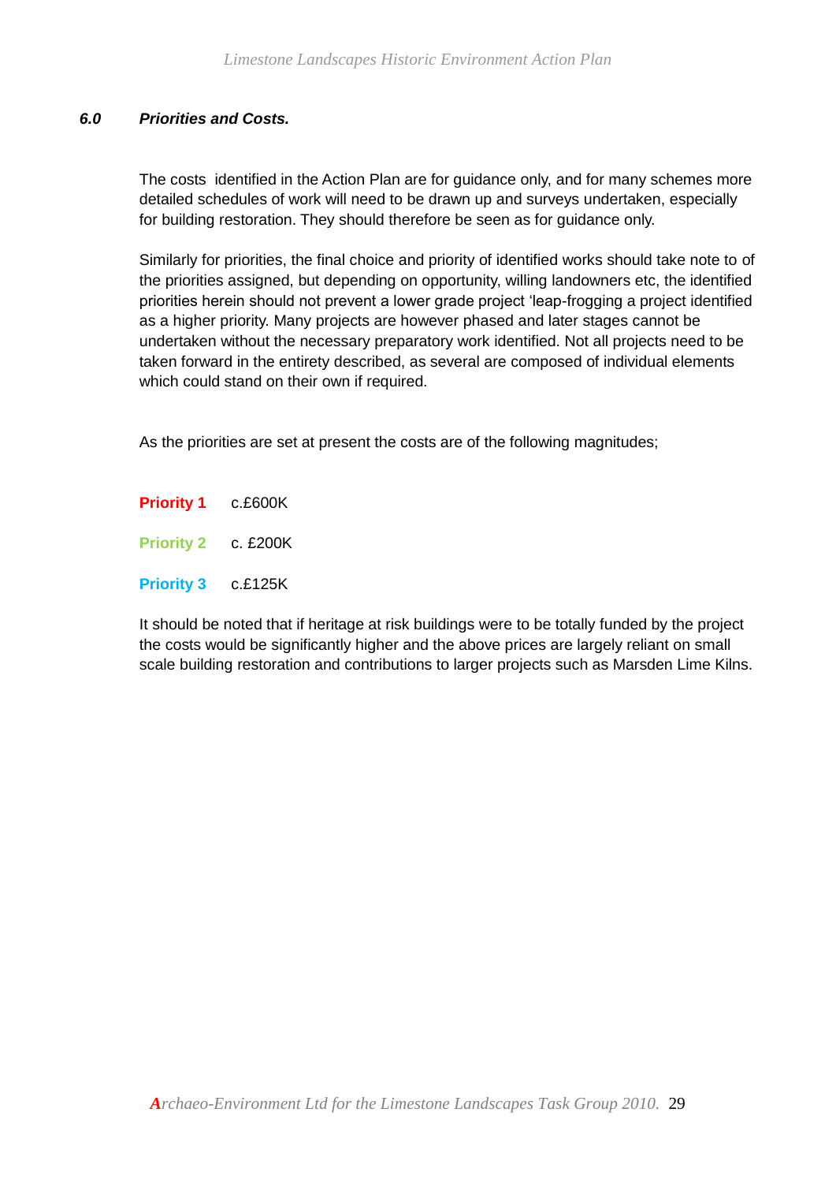## *6.0 Priorities and Costs.*

The costs  identified in the Action Plan are for guidance only, and for many schemes more detailed schedules of work will need to be drawn up and surveys undertaken, especially for building restoration. They should therefore be seen as for guidance only.

Similarly for priorities, the final choice and priority of identified works should take note to of the priorities assigned, but depending on opportunity, willing landowners etc, the identified priorities herein should not prevent a lower grade project 'leap-frogging a project identified as a higher priority. Many projects are however phased and later stages cannot be undertaken without the necessary preparatory work identified. Not all projects need to be taken forward in the entirety described, as several are composed of individual elements which could stand on their own if required.

As the priorities are set at present the costs are of the following magnitudes;

**Priority 1** c.£600K

**Priority 2** c. £200K

**Priority 3** c.£125K

It should be noted that if heritage at risk buildings were to be totally funded by the project the costs would be significantly higher and the above prices are largely reliant on small scale building restoration and contributions to larger projects such as Marsden Lime Kilns.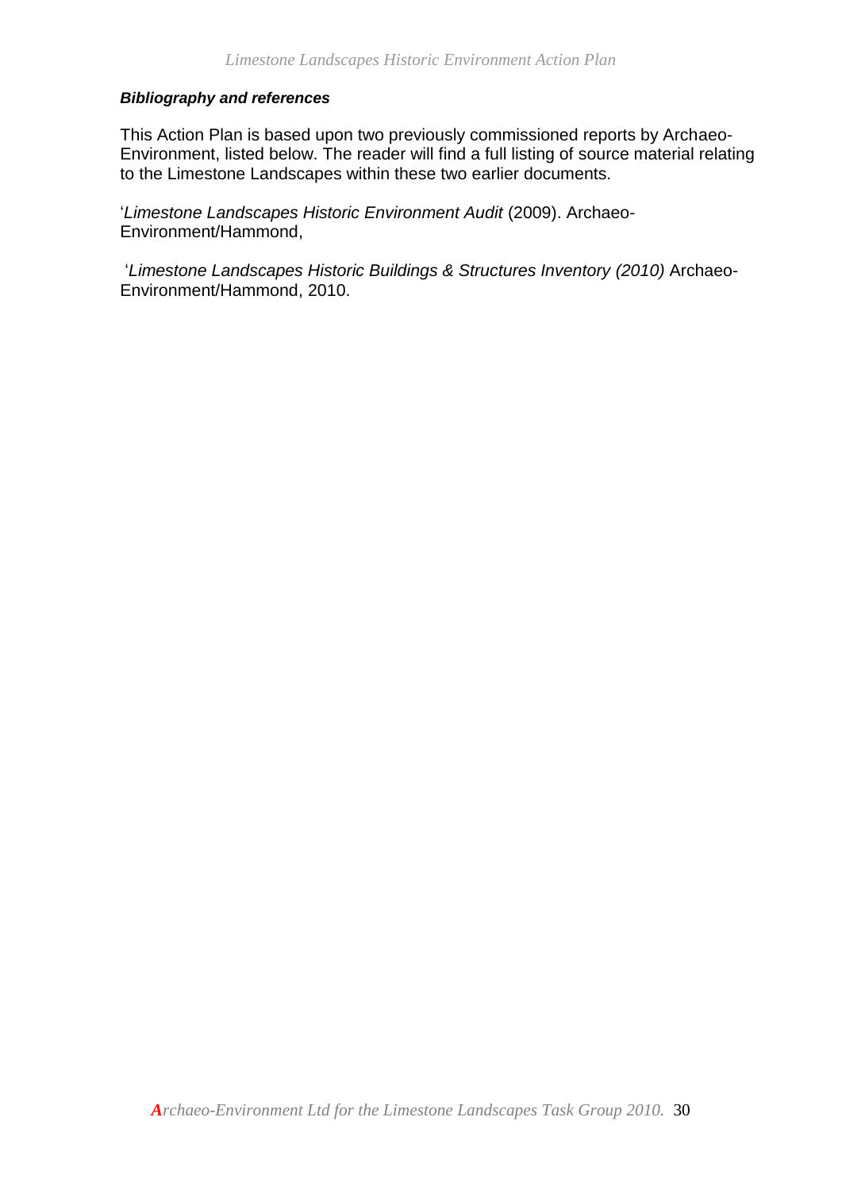***Bibliography and references***

This Action Plan is based upon two previously commissioned reports by Archaeo-Environment, listed below. The reader will find a full listing of source material relating to the Limestone Landscapes within these two earlier documents.

'*Limestone Landscapes Historic Environment Audit* (2009). Archaeo-Environment/Hammond,

'*Limestone Landscapes Historic Buildings & Structures Inventory (2010)* Archaeo-Environment/Hammond, 2010.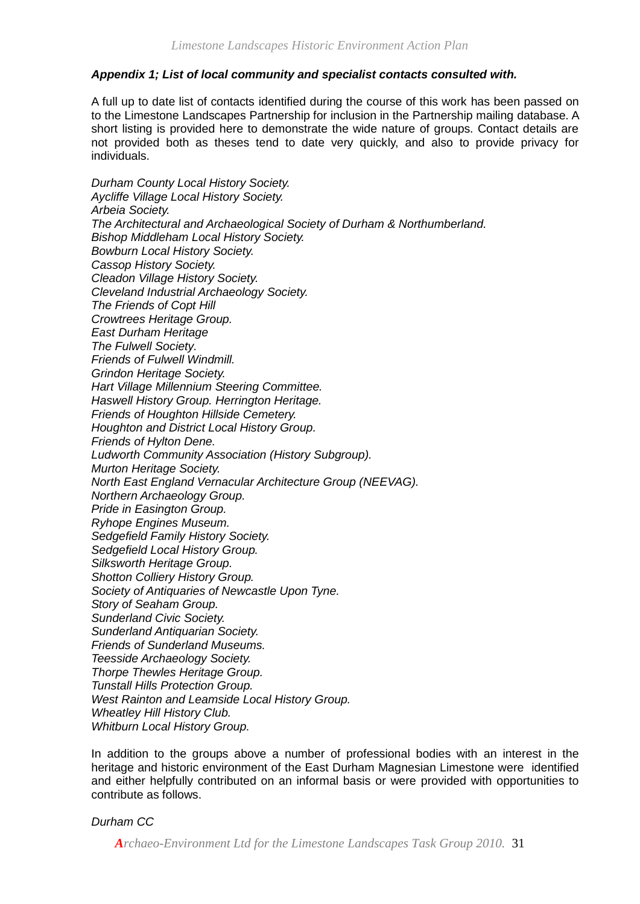***Appendix 1; List of local community and specialist contacts consulted with.***

A full up to date list of contacts identified during the course of this work has been passed on to the Limestone Landscapes Partnership for inclusion in the Partnership mailing database. A short listing is provided here to demonstrate the wide nature of groups. Contact details are not provided both as theses tend to date very quickly, and also to provide privacy for individuals.

*Durham County Local History Society.*
*Aycliffe Village Local History Society.*
*Arbeia Society.*
*The Architectural and Archaeological Society of Durham & Northumberland.*
*Bishop Middleham Local History Society.*
*Bowburn Local History Society.*
*Cassop History Society.*
*Cleadon Village History Society.*
*Cleveland Industrial Archaeology Society.*
*The Friends of Copt Hill*
*Crowtrees Heritage Group.*
*East Durham Heritage*
*The Fulwell Society.*
*Friends of Fulwell Windmill.*
*Grindon Heritage Society.*
*Hart Village Millennium Steering Committee.*
*Haswell History Group. Herrington Heritage.*
*Friends of Houghton Hillside Cemetery.*
*Houghton and District Local History Group.*
*Friends of Hylton Dene.*
*Ludworth Community Association (History Subgroup).*
*Murton Heritage Society.*
*North East England Vernacular Architecture Group (NEEVAG).*
*Northern Archaeology Group.*
*Pride in Easington Group.*
*Ryhope Engines Museum.*
*Sedgefield Family History Society.*
*Sedgefield Local History Group.*
*Silksworth Heritage Group.*
*Shotton Colliery History Group.*
*Society of Antiquaries of Newcastle Upon Tyne.*
*Story of Seaham Group.*
*Sunderland Civic Society.*
*Sunderland Antiquarian Society.*
*Friends of Sunderland Museums.*
*Teesside Archaeology Society.*
*Thorpe Thewles Heritage Group.*
*Tunstall Hills Protection Group.*
*West Rainton and Leamside Local History Group.*
*Wheatley Hill History Club.*
*Whitburn Local History Group.*

In addition to the groups above a number of professional bodies with an interest in the heritage and historic environment of the East Durham Magnesian Limestone were identified and either helpfully contributed on an informal basis or were provided with opportunities to contribute as follows.

*Durham CC*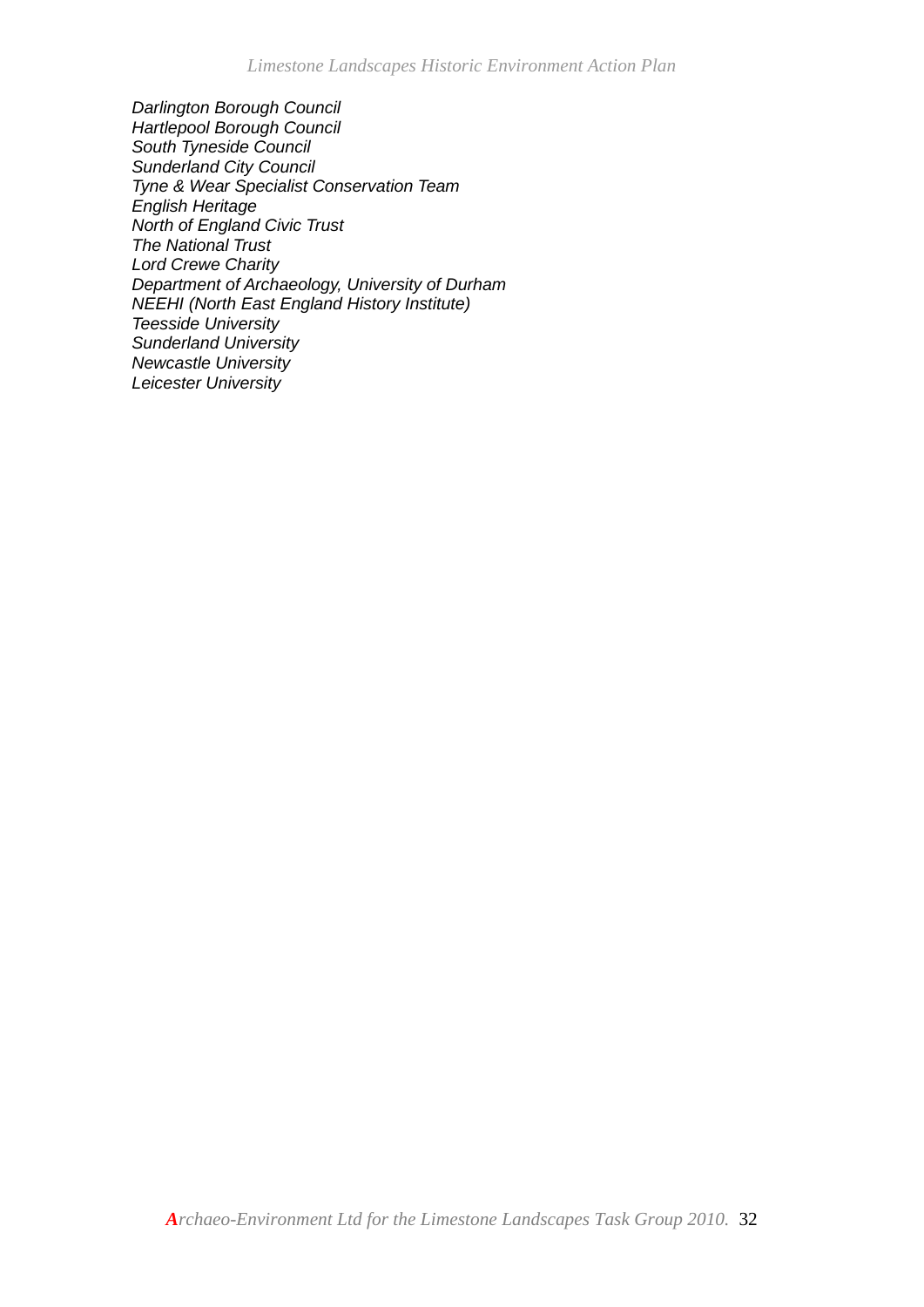*Darlington Borough Council*
*Hartlepool Borough Council*
*South Tyneside Council*
*Sunderland City Council*
*Tyne & Wear Specialist Conservation Team*
*English Heritage*
*North of England Civic Trust*
*The National Trust*
*Lord Crewe Charity*
*Department of Archaeology, University of Durham*
*NEEHI (North East England History Institute)*
*Teesside University*
*Sunderland University*
*Newcastle University*
*Leicester University*